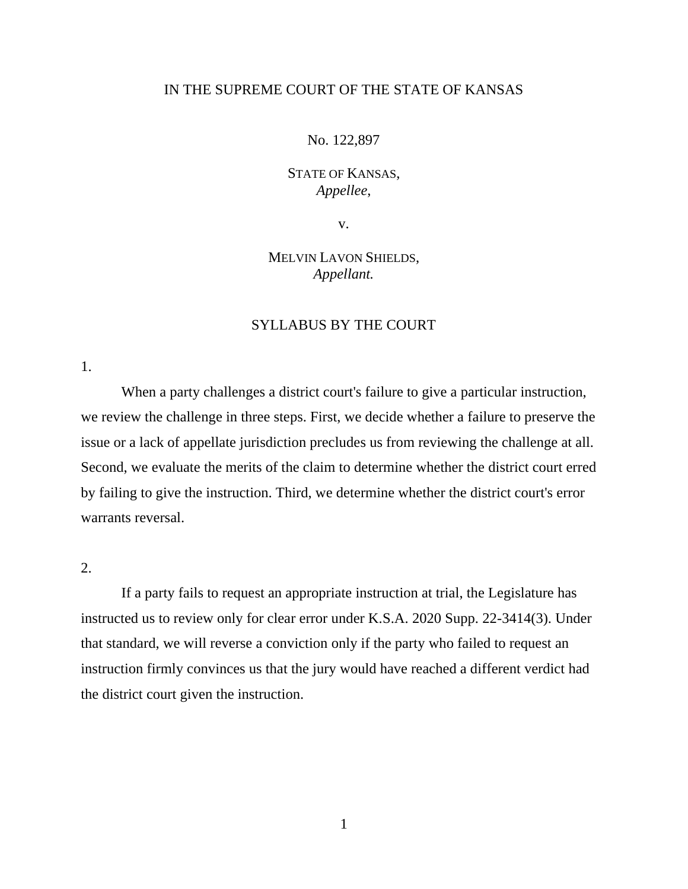IN THE SUPREME COURT OF THE STATE OF KANSAS

No. 122,897

STATE OF KANSAS,
*Appellee*,

v.

MELVIN LAVON SHIELDS,
*Appellant.*

## SYLLABUS BY THE COURT

1.

When a party challenges a district court's failure to give a particular instruction, we review the challenge in three steps. First, we decide whether a failure to preserve the issue or a lack of appellate jurisdiction precludes us from reviewing the challenge at all. Second, we evaluate the merits of the claim to determine whether the district court erred by failing to give the instruction. Third, we determine whether the district court's error warrants reversal.

2.

If a party fails to request an appropriate instruction at trial, the Legislature has instructed us to review only for clear error under K.S.A. 2020 Supp. 22-3414(3). Under that standard, we will reverse a conviction only if the party who failed to request an instruction firmly convinces us that the jury would have reached a different verdict had the district court given the instruction.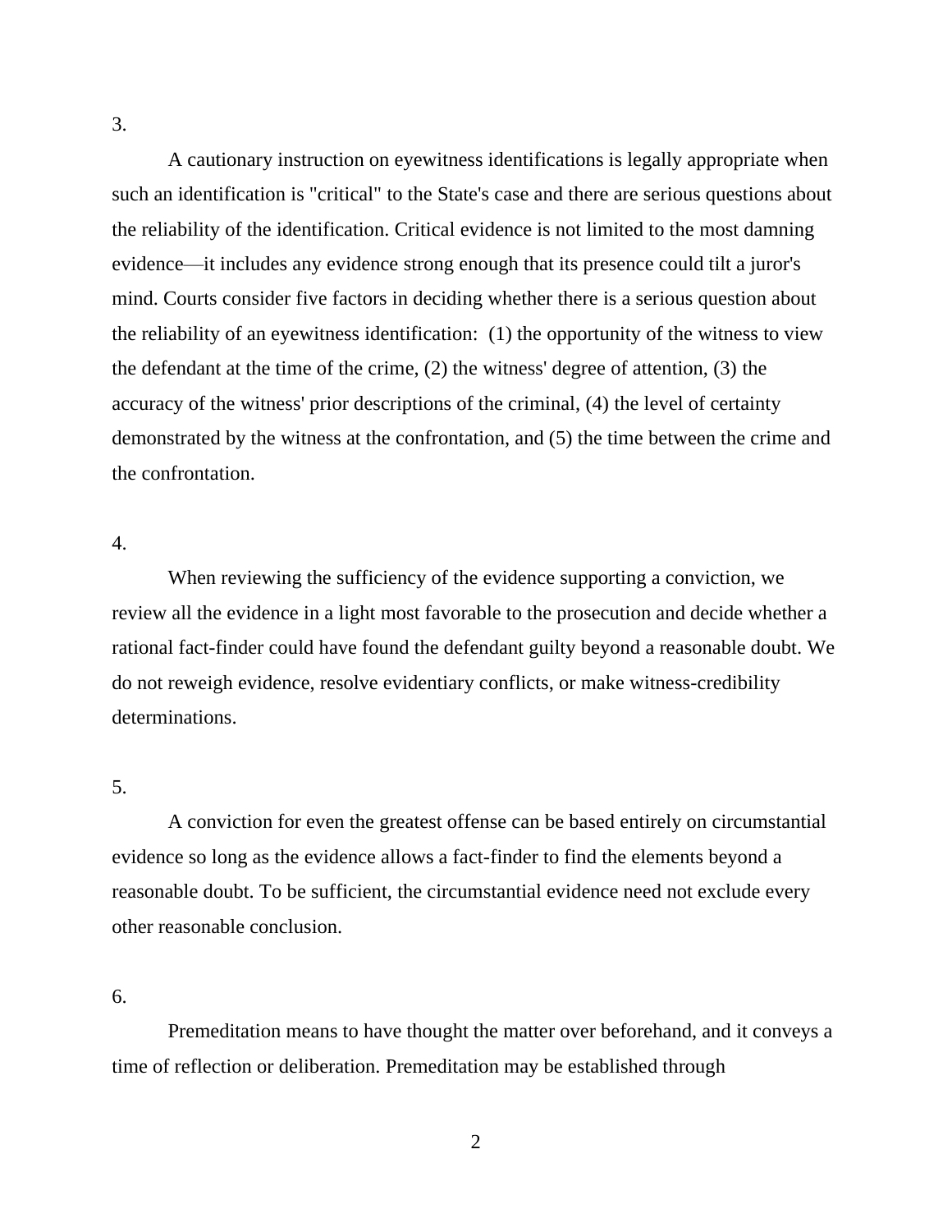3.

A cautionary instruction on eyewitness identifications is legally appropriate when such an identification is "critical" to the State's case and there are serious questions about the reliability of the identification. Critical evidence is not limited to the most damning evidence—it includes any evidence strong enough that its presence could tilt a juror's mind. Courts consider five factors in deciding whether there is a serious question about the reliability of an eyewitness identification: (1) the opportunity of the witness to view the defendant at the time of the crime, (2) the witness' degree of attention, (3) the accuracy of the witness' prior descriptions of the criminal, (4) the level of certainty demonstrated by the witness at the confrontation, and (5) the time between the crime and the confrontation.

4.

When reviewing the sufficiency of the evidence supporting a conviction, we review all the evidence in a light most favorable to the prosecution and decide whether a rational fact-finder could have found the defendant guilty beyond a reasonable doubt. We do not reweigh evidence, resolve evidentiary conflicts, or make witness-credibility determinations.

5.

A conviction for even the greatest offense can be based entirely on circumstantial evidence so long as the evidence allows a fact-finder to find the elements beyond a reasonable doubt. To be sufficient, the circumstantial evidence need not exclude every other reasonable conclusion.

6.

Premeditation means to have thought the matter over beforehand, and it conveys a time of reflection or deliberation. Premeditation may be established through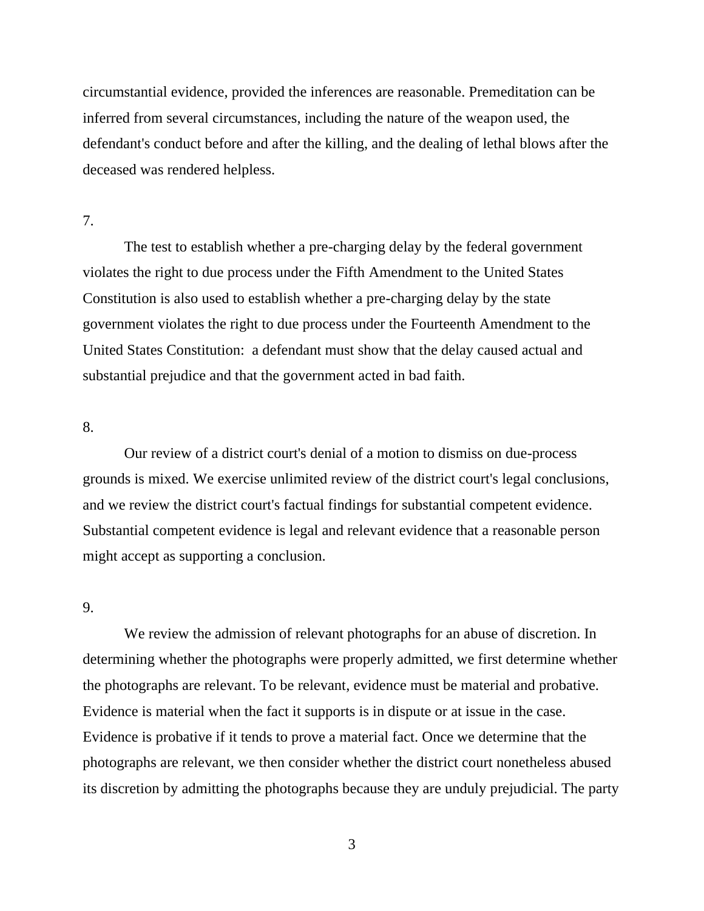circumstantial evidence, provided the inferences are reasonable. Premeditation can be inferred from several circumstances, including the nature of the weapon used, the defendant's conduct before and after the killing, and the dealing of lethal blows after the deceased was rendered helpless.

7.

The test to establish whether a pre-charging delay by the federal government violates the right to due process under the Fifth Amendment to the United States Constitution is also used to establish whether a pre-charging delay by the state government violates the right to due process under the Fourteenth Amendment to the United States Constitution: a defendant must show that the delay caused actual and substantial prejudice and that the government acted in bad faith.

8.

Our review of a district court's denial of a motion to dismiss on due-process grounds is mixed. We exercise unlimited review of the district court's legal conclusions, and we review the district court's factual findings for substantial competent evidence. Substantial competent evidence is legal and relevant evidence that a reasonable person might accept as supporting a conclusion.

9.

We review the admission of relevant photographs for an abuse of discretion. In determining whether the photographs were properly admitted, we first determine whether the photographs are relevant. To be relevant, evidence must be material and probative. Evidence is material when the fact it supports is in dispute or at issue in the case. Evidence is probative if it tends to prove a material fact. Once we determine that the photographs are relevant, we then consider whether the district court nonetheless abused its discretion by admitting the photographs because they are unduly prejudicial. The party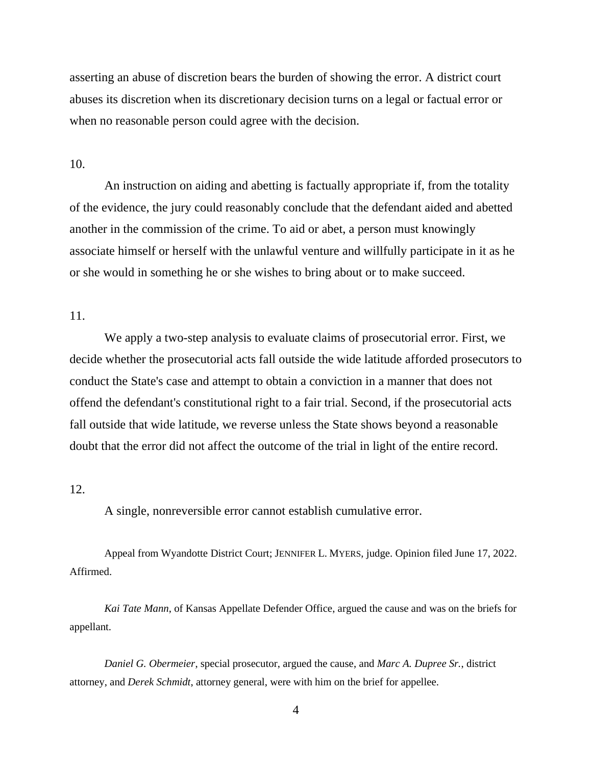asserting an abuse of discretion bears the burden of showing the error. A district court abuses its discretion when its discretionary decision turns on a legal or factual error or when no reasonable person could agree with the decision.

10.

An instruction on aiding and abetting is factually appropriate if, from the totality of the evidence, the jury could reasonably conclude that the defendant aided and abetted another in the commission of the crime. To aid or abet, a person must knowingly associate himself or herself with the unlawful venture and willfully participate in it as he or she would in something he or she wishes to bring about or to make succeed.

11.

We apply a two-step analysis to evaluate claims of prosecutorial error. First, we decide whether the prosecutorial acts fall outside the wide latitude afforded prosecutors to conduct the State's case and attempt to obtain a conviction in a manner that does not offend the defendant's constitutional right to a fair trial. Second, if the prosecutorial acts fall outside that wide latitude, we reverse unless the State shows beyond a reasonable doubt that the error did not affect the outcome of the trial in light of the entire record.

12.

A single, nonreversible error cannot establish cumulative error.

Appeal from Wyandotte District Court; JENNIFER L. MYERS, judge. Opinion filed June 17, 2022. Affirmed.

*Kai Tate Mann*, of Kansas Appellate Defender Office, argued the cause and was on the briefs for appellant.

*Daniel G. Obermeier*, special prosecutor, argued the cause, and *Marc A. Dupree Sr.*, district attorney, and *Derek Schmidt*, attorney general, were with him on the brief for appellee.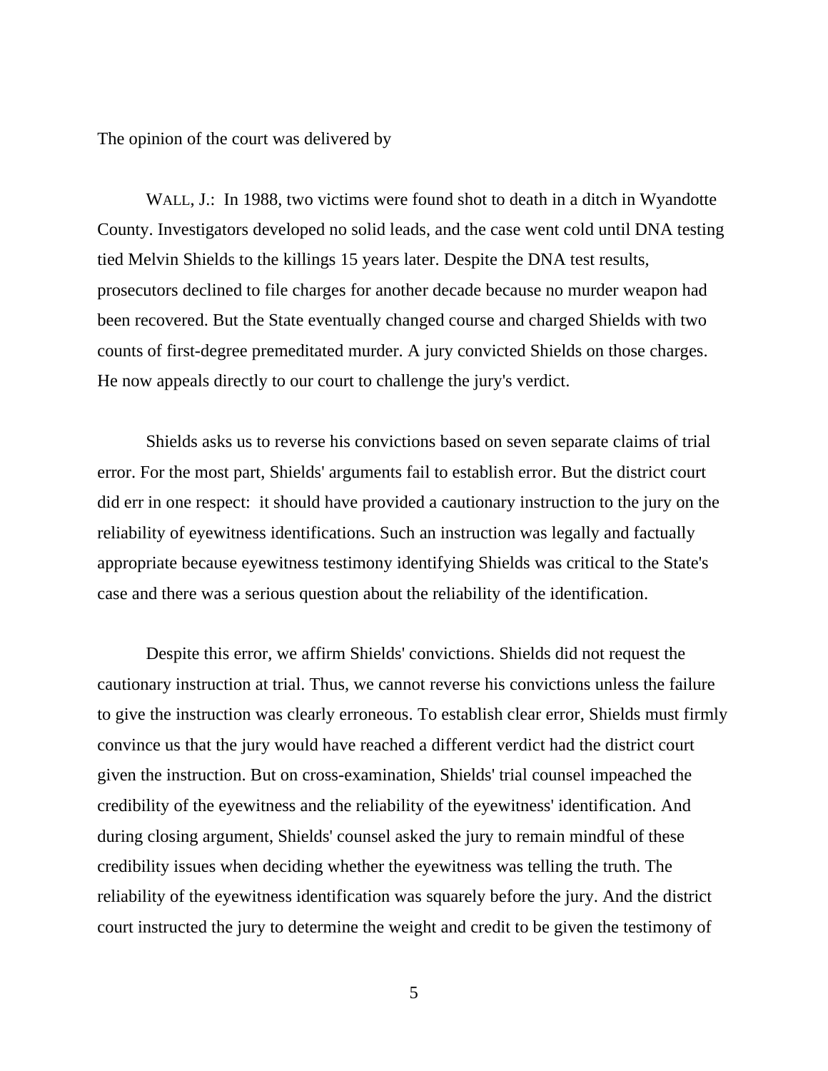The opinion of the court was delivered by

WALL, J.: In 1988, two victims were found shot to death in a ditch in Wyandotte County. Investigators developed no solid leads, and the case went cold until DNA testing tied Melvin Shields to the killings 15 years later. Despite the DNA test results, prosecutors declined to file charges for another decade because no murder weapon had been recovered. But the State eventually changed course and charged Shields with two counts of first-degree premeditated murder. A jury convicted Shields on those charges. He now appeals directly to our court to challenge the jury's verdict.

Shields asks us to reverse his convictions based on seven separate claims of trial error. For the most part, Shields' arguments fail to establish error. But the district court did err in one respect: it should have provided a cautionary instruction to the jury on the reliability of eyewitness identifications. Such an instruction was legally and factually appropriate because eyewitness testimony identifying Shields was critical to the State's case and there was a serious question about the reliability of the identification.

Despite this error, we affirm Shields' convictions. Shields did not request the cautionary instruction at trial. Thus, we cannot reverse his convictions unless the failure to give the instruction was clearly erroneous. To establish clear error, Shields must firmly convince us that the jury would have reached a different verdict had the district court given the instruction. But on cross-examination, Shields' trial counsel impeached the credibility of the eyewitness and the reliability of the eyewitness' identification. And during closing argument, Shields' counsel asked the jury to remain mindful of these credibility issues when deciding whether the eyewitness was telling the truth. The reliability of the eyewitness identification was squarely before the jury. And the district court instructed the jury to determine the weight and credit to be given the testimony of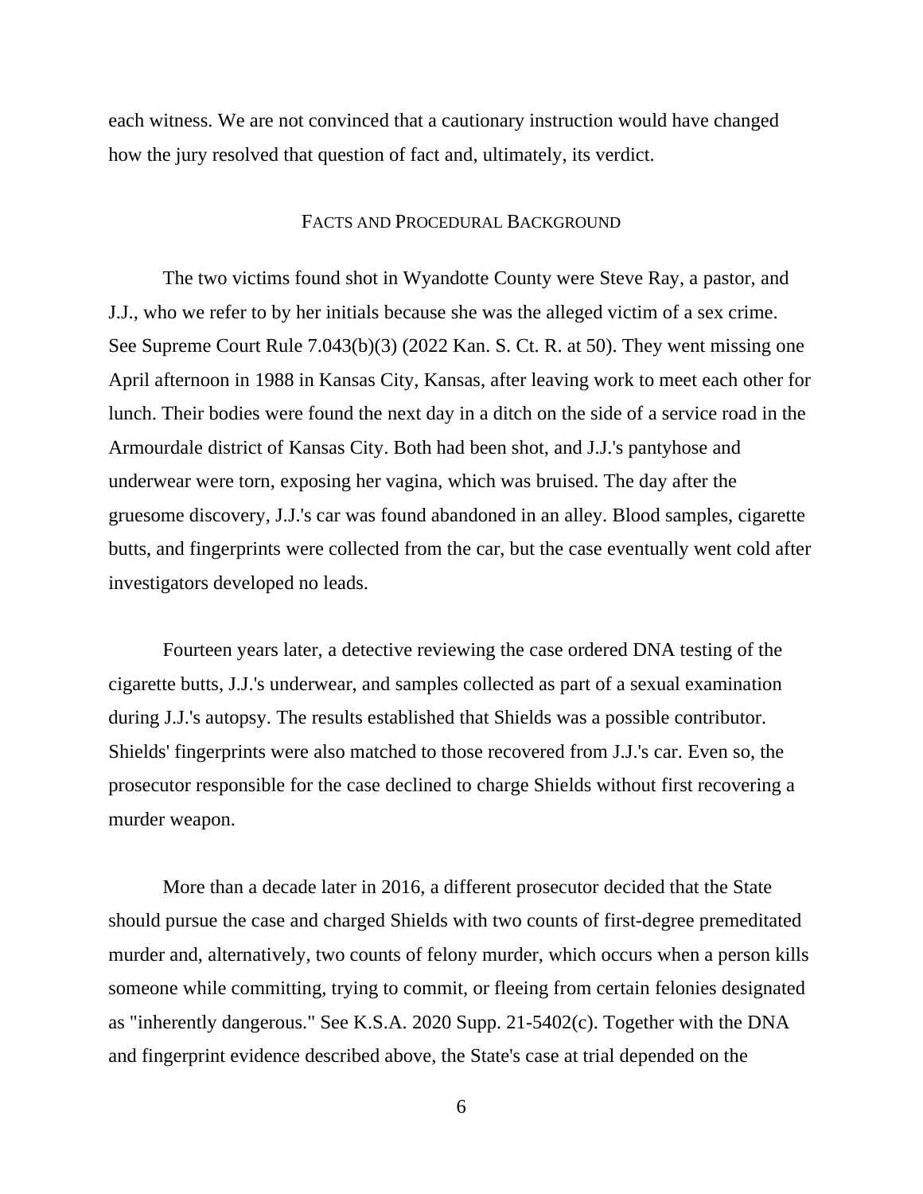each witness. We are not convinced that a cautionary instruction would have changed how the jury resolved that question of fact and, ultimately, its verdict.

## FACTS AND PROCEDURAL BACKGROUND

The two victims found shot in Wyandotte County were Steve Ray, a pastor, and J.J., who we refer to by her initials because she was the alleged victim of a sex crime. See Supreme Court Rule 7.043(b)(3) (2022 Kan. S. Ct. R. at 50). They went missing one April afternoon in 1988 in Kansas City, Kansas, after leaving work to meet each other for lunch. Their bodies were found the next day in a ditch on the side of a service road in the Armourdale district of Kansas City. Both had been shot, and J.J.'s pantyhose and underwear were torn, exposing her vagina, which was bruised. The day after the gruesome discovery, J.J.'s car was found abandoned in an alley. Blood samples, cigarette butts, and fingerprints were collected from the car, but the case eventually went cold after investigators developed no leads.

Fourteen years later, a detective reviewing the case ordered DNA testing of the cigarette butts, J.J.'s underwear, and samples collected as part of a sexual examination during J.J.'s autopsy. The results established that Shields was a possible contributor. Shields' fingerprints were also matched to those recovered from J.J.'s car. Even so, the prosecutor responsible for the case declined to charge Shields without first recovering a murder weapon.

More than a decade later in 2016, a different prosecutor decided that the State should pursue the case and charged Shields with two counts of first-degree premeditated murder and, alternatively, two counts of felony murder, which occurs when a person kills someone while committing, trying to commit, or fleeing from certain felonies designated as "inherently dangerous." See K.S.A. 2020 Supp. 21-5402(c). Together with the DNA and fingerprint evidence described above, the State's case at trial depended on the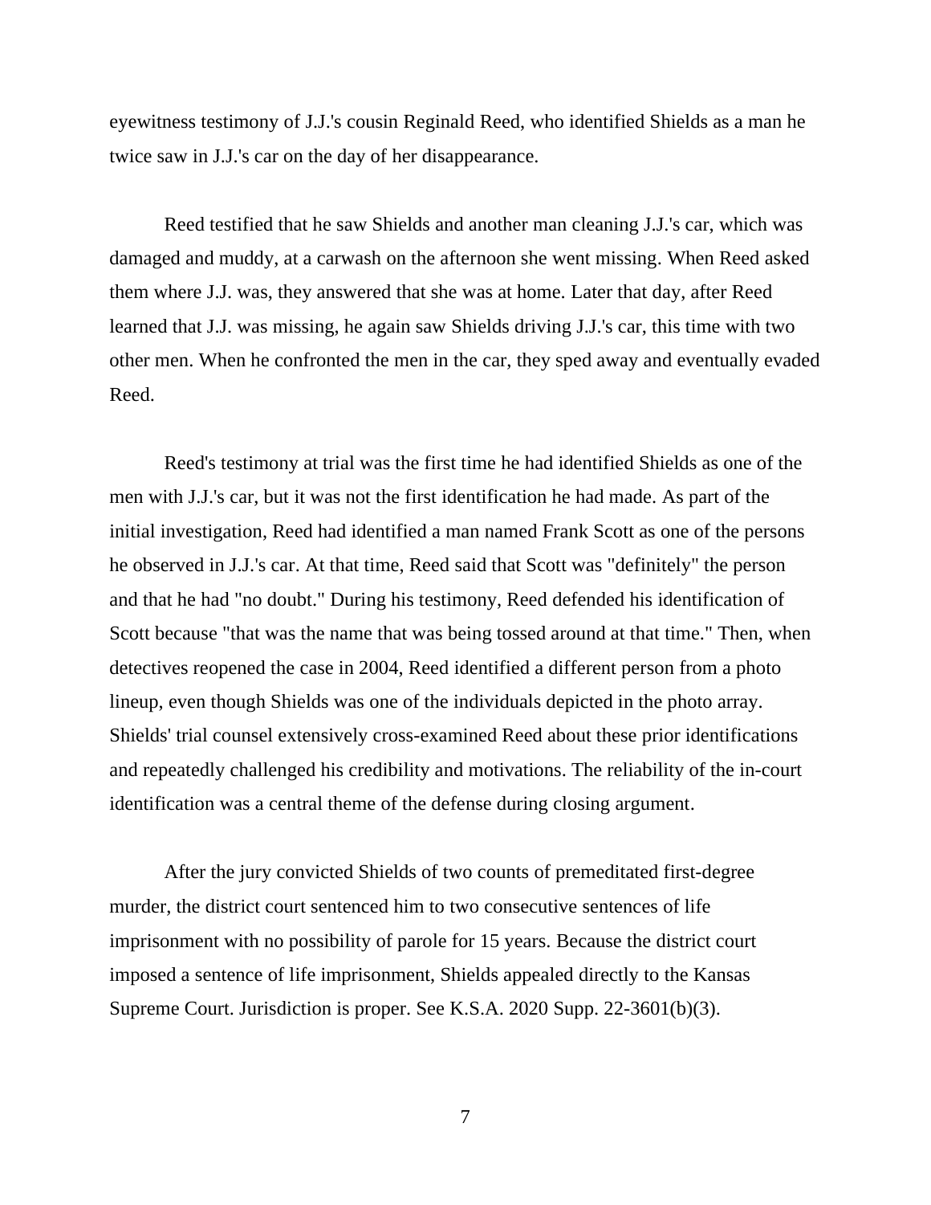eyewitness testimony of J.J.'s cousin Reginald Reed, who identified Shields as a man he twice saw in J.J.'s car on the day of her disappearance.

Reed testified that he saw Shields and another man cleaning J.J.'s car, which was damaged and muddy, at a carwash on the afternoon she went missing. When Reed asked them where J.J. was, they answered that she was at home. Later that day, after Reed learned that J.J. was missing, he again saw Shields driving J.J.'s car, this time with two other men. When he confronted the men in the car, they sped away and eventually evaded Reed.

Reed's testimony at trial was the first time he had identified Shields as one of the men with J.J.'s car, but it was not the first identification he had made. As part of the initial investigation, Reed had identified a man named Frank Scott as one of the persons he observed in J.J.'s car. At that time, Reed said that Scott was "definitely" the person and that he had "no doubt." During his testimony, Reed defended his identification of Scott because "that was the name that was being tossed around at that time." Then, when detectives reopened the case in 2004, Reed identified a different person from a photo lineup, even though Shields was one of the individuals depicted in the photo array. Shields' trial counsel extensively cross-examined Reed about these prior identifications and repeatedly challenged his credibility and motivations. The reliability of the in-court identification was a central theme of the defense during closing argument.

After the jury convicted Shields of two counts of premeditated first-degree murder, the district court sentenced him to two consecutive sentences of life imprisonment with no possibility of parole for 15 years. Because the district court imposed a sentence of life imprisonment, Shields appealed directly to the Kansas Supreme Court. Jurisdiction is proper. See K.S.A. 2020 Supp. 22-3601(b)(3).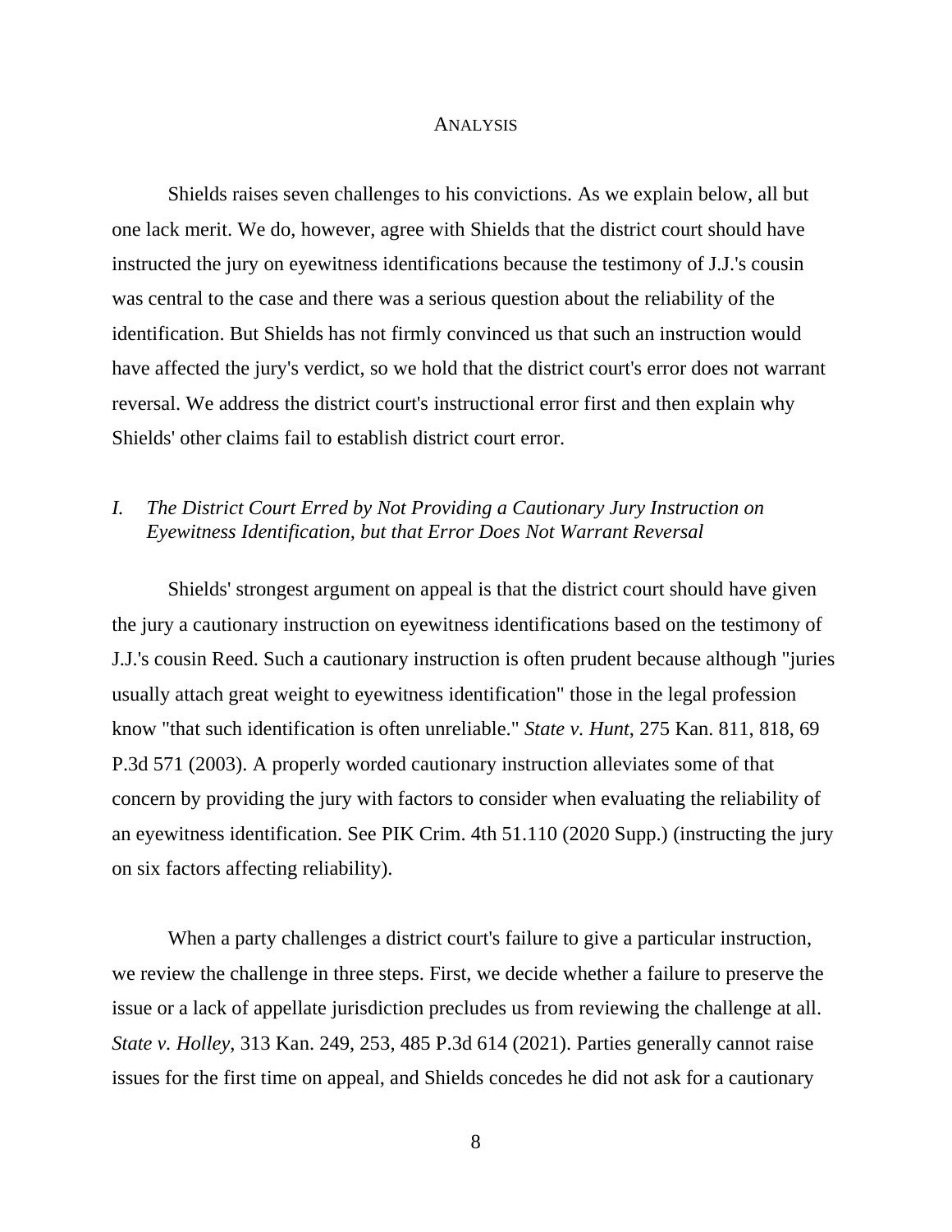## ANALYSIS

Shields raises seven challenges to his convictions. As we explain below, all but one lack merit. We do, however, agree with Shields that the district court should have instructed the jury on eyewitness identifications because the testimony of J.J.'s cousin was central to the case and there was a serious question about the reliability of the identification. But Shields has not firmly convinced us that such an instruction would have affected the jury's verdict, so we hold that the district court's error does not warrant reversal. We address the district court's instructional error first and then explain why Shields' other claims fail to establish district court error.

### *I. The District Court Erred by Not Providing a Cautionary Jury Instruction on Eyewitness Identification, but that Error Does Not Warrant Reversal*

Shields' strongest argument on appeal is that the district court should have given the jury a cautionary instruction on eyewitness identifications based on the testimony of J.J.'s cousin Reed. Such a cautionary instruction is often prudent because although "juries usually attach great weight to eyewitness identification" those in the legal profession know "that such identification is often unreliable." *State v. Hunt*, 275 Kan. 811, 818, 69 P.3d 571 (2003). A properly worded cautionary instruction alleviates some of that concern by providing the jury with factors to consider when evaluating the reliability of an eyewitness identification. See PIK Crim. 4th 51.110 (2020 Supp.) (instructing the jury on six factors affecting reliability).

When a party challenges a district court's failure to give a particular instruction, we review the challenge in three steps. First, we decide whether a failure to preserve the issue or a lack of appellate jurisdiction precludes us from reviewing the challenge at all. *State v. Holley*, 313 Kan. 249, 253, 485 P.3d 614 (2021). Parties generally cannot raise issues for the first time on appeal, and Shields concedes he did not ask for a cautionary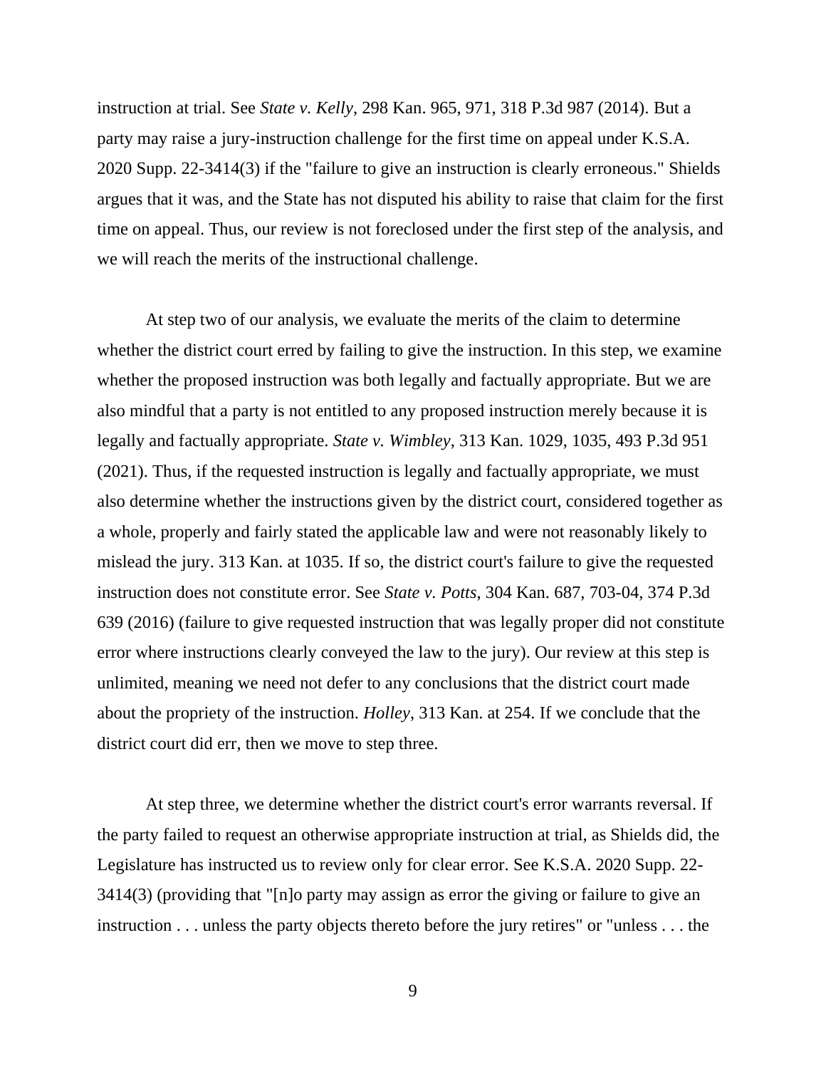instruction at trial. See *State v. Kelly*, 298 Kan. 965, 971, 318 P.3d 987 (2014). But a party may raise a jury-instruction challenge for the first time on appeal under K.S.A. 2020 Supp. 22-3414(3) if the "failure to give an instruction is clearly erroneous." Shields argues that it was, and the State has not disputed his ability to raise that claim for the first time on appeal. Thus, our review is not foreclosed under the first step of the analysis, and we will reach the merits of the instructional challenge.

At step two of our analysis, we evaluate the merits of the claim to determine whether the district court erred by failing to give the instruction. In this step, we examine whether the proposed instruction was both legally and factually appropriate. But we are also mindful that a party is not entitled to any proposed instruction merely because it is legally and factually appropriate. *State v. Wimbley*, 313 Kan. 1029, 1035, 493 P.3d 951 (2021). Thus, if the requested instruction is legally and factually appropriate, we must also determine whether the instructions given by the district court, considered together as a whole, properly and fairly stated the applicable law and were not reasonably likely to mislead the jury. 313 Kan. at 1035. If so, the district court's failure to give the requested instruction does not constitute error. See *State v. Potts*, 304 Kan. 687, 703-04, 374 P.3d 639 (2016) (failure to give requested instruction that was legally proper did not constitute error where instructions clearly conveyed the law to the jury). Our review at this step is unlimited, meaning we need not defer to any conclusions that the district court made about the propriety of the instruction. *Holley*, 313 Kan. at 254. If we conclude that the district court did err, then we move to step three.

At step three, we determine whether the district court's error warrants reversal. If the party failed to request an otherwise appropriate instruction at trial, as Shields did, the Legislature has instructed us to review only for clear error. See K.S.A. 2020 Supp. 22-3414(3) (providing that "[n]o party may assign as error the giving or failure to give an instruction . . . unless the party objects thereto before the jury retires" or "unless . . . the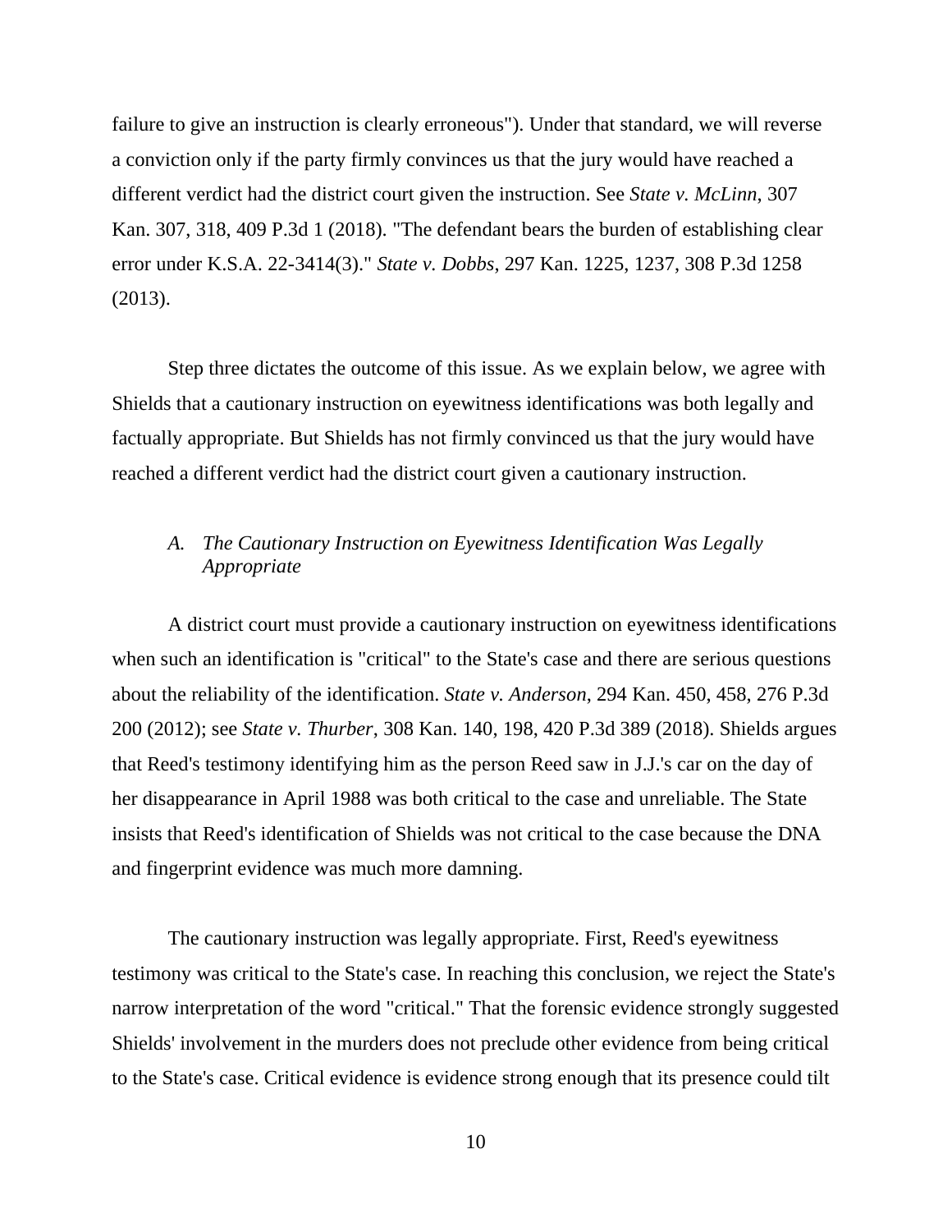failure to give an instruction is clearly erroneous"). Under that standard, we will reverse a conviction only if the party firmly convinces us that the jury would have reached a different verdict had the district court given the instruction. See *State v. McLinn*, 307 Kan. 307, 318, 409 P.3d 1 (2018). "The defendant bears the burden of establishing clear error under K.S.A. 22-3414(3)." *State v. Dobbs*, 297 Kan. 1225, 1237, 308 P.3d 1258 (2013).

Step three dictates the outcome of this issue. As we explain below, we agree with Shields that a cautionary instruction on eyewitness identifications was both legally and factually appropriate. But Shields has not firmly convinced us that the jury would have reached a different verdict had the district court given a cautionary instruction.

*A. The Cautionary Instruction on Eyewitness Identification Was Legally Appropriate*

A district court must provide a cautionary instruction on eyewitness identifications when such an identification is "critical" to the State's case and there are serious questions about the reliability of the identification. *State v. Anderson*, 294 Kan. 450, 458, 276 P.3d 200 (2012); see *State v. Thurber*, 308 Kan. 140, 198, 420 P.3d 389 (2018). Shields argues that Reed's testimony identifying him as the person Reed saw in J.J.'s car on the day of her disappearance in April 1988 was both critical to the case and unreliable. The State insists that Reed's identification of Shields was not critical to the case because the DNA and fingerprint evidence was much more damning.

The cautionary instruction was legally appropriate. First, Reed's eyewitness testimony was critical to the State's case. In reaching this conclusion, we reject the State's narrow interpretation of the word "critical." That the forensic evidence strongly suggested Shields' involvement in the murders does not preclude other evidence from being critical to the State's case. Critical evidence is evidence strong enough that its presence could tilt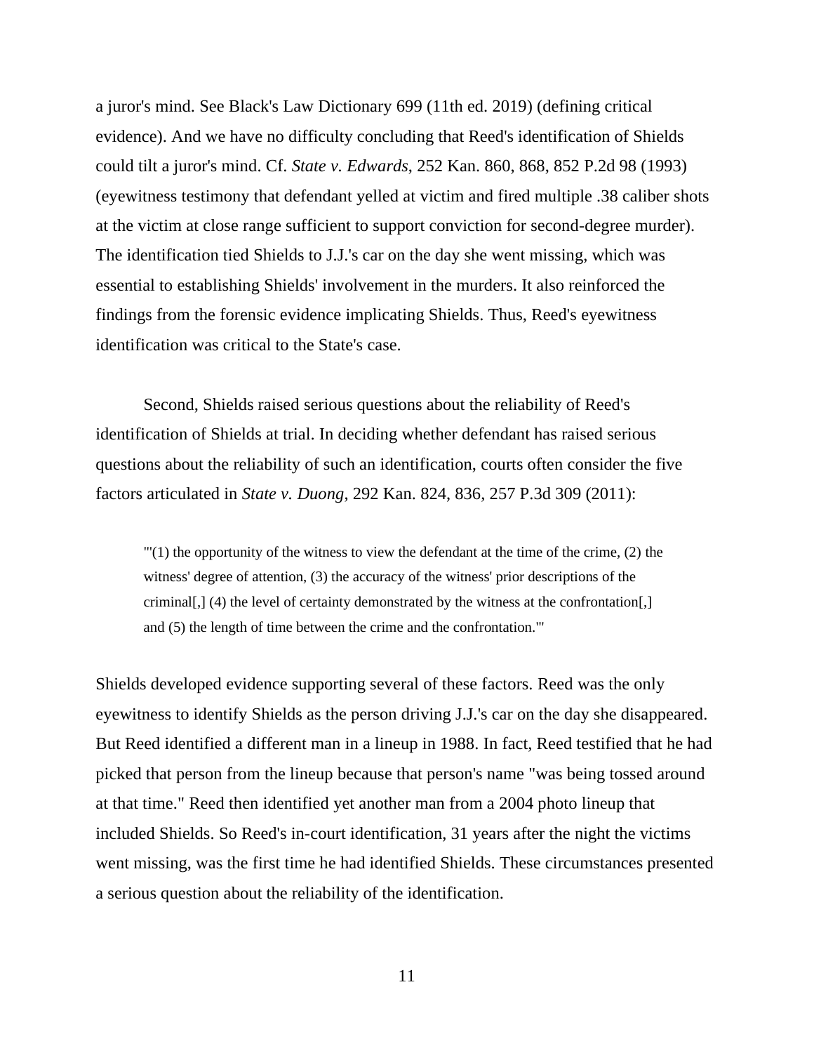a juror's mind. See Black's Law Dictionary 699 (11th ed. 2019) (defining critical evidence). And we have no difficulty concluding that Reed's identification of Shields could tilt a juror's mind. Cf. *State v. Edwards*, 252 Kan. 860, 868, 852 P.2d 98 (1993) (eyewitness testimony that defendant yelled at victim and fired multiple .38 caliber shots at the victim at close range sufficient to support conviction for second-degree murder). The identification tied Shields to J.J.'s car on the day she went missing, which was essential to establishing Shields' involvement in the murders. It also reinforced the findings from the forensic evidence implicating Shields. Thus, Reed's eyewitness identification was critical to the State's case.

Second, Shields raised serious questions about the reliability of Reed's identification of Shields at trial. In deciding whether defendant has raised serious questions about the reliability of such an identification, courts often consider the five factors articulated in *State v. Duong*, 292 Kan. 824, 836, 257 P.3d 309 (2011):

> "'(1) the opportunity of the witness to view the defendant at the time of the crime, (2) the witness' degree of attention, (3) the accuracy of the witness' prior descriptions of the criminal[,] (4) the level of certainty demonstrated by the witness at the confrontation[,] and (5) the length of time between the crime and the confrontation.'"

Shields developed evidence supporting several of these factors. Reed was the only eyewitness to identify Shields as the person driving J.J.'s car on the day she disappeared. But Reed identified a different man in a lineup in 1988. In fact, Reed testified that he had picked that person from the lineup because that person's name "was being tossed around at that time." Reed then identified yet another man from a 2004 photo lineup that included Shields. So Reed's in-court identification, 31 years after the night the victims went missing, was the first time he had identified Shields. These circumstances presented a serious question about the reliability of the identification.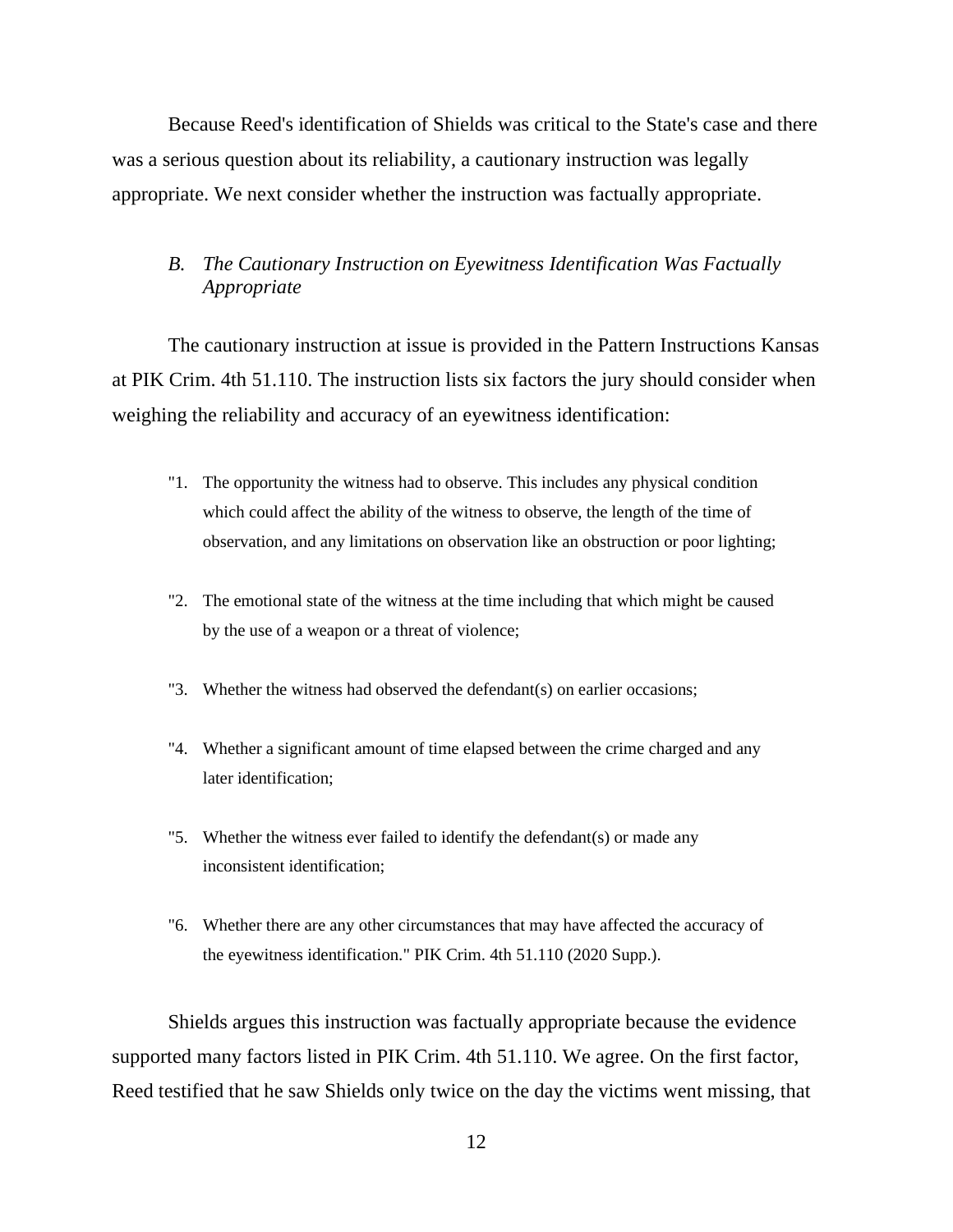Because Reed's identification of Shields was critical to the State's case and there was a serious question about its reliability, a cautionary instruction was legally appropriate. We next consider whether the instruction was factually appropriate.

### *B. The Cautionary Instruction on Eyewitness Identification Was Factually Appropriate*

The cautionary instruction at issue is provided in the Pattern Instructions Kansas at PIK Crim. 4th 51.110. The instruction lists six factors the jury should consider when weighing the reliability and accuracy of an eyewitness identification:

> "1. The opportunity the witness had to observe. This includes any physical condition which could affect the ability of the witness to observe, the length of the time of observation, and any limitations on observation like an obstruction or poor lighting;
>
> "2. The emotional state of the witness at the time including that which might be caused by the use of a weapon or a threat of violence;
>
> "3. Whether the witness had observed the defendant(s) on earlier occasions;
>
> "4. Whether a significant amount of time elapsed between the crime charged and any later identification;
>
> "5. Whether the witness ever failed to identify the defendant(s) or made any inconsistent identification;
>
> "6. Whether there are any other circumstances that may have affected the accuracy of the eyewitness identification." PIK Crim. 4th 51.110 (2020 Supp.).

Shields argues this instruction was factually appropriate because the evidence supported many factors listed in PIK Crim. 4th 51.110. We agree. On the first factor, Reed testified that he saw Shields only twice on the day the victims went missing, that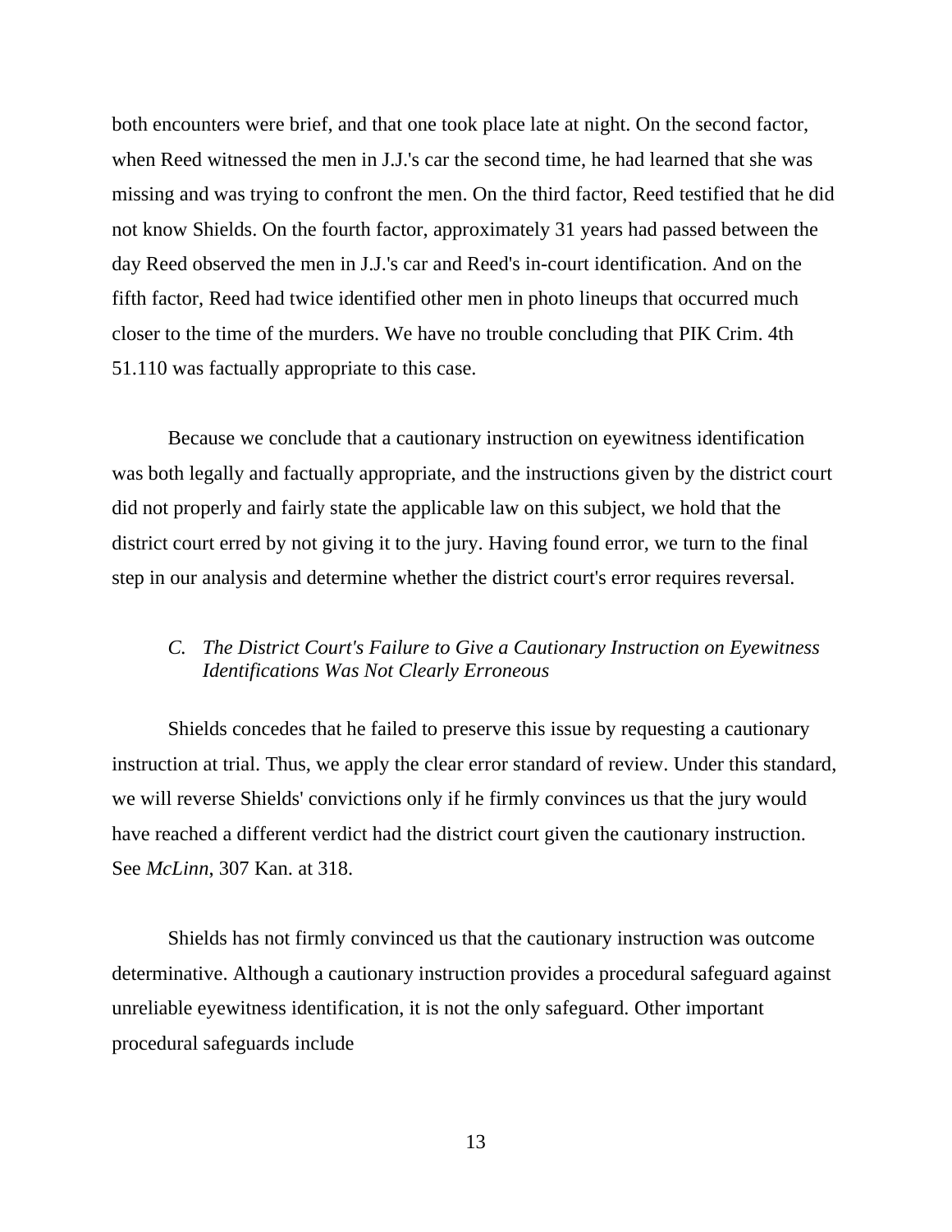both encounters were brief, and that one took place late at night. On the second factor, when Reed witnessed the men in J.J.'s car the second time, he had learned that she was missing and was trying to confront the men. On the third factor, Reed testified that he did not know Shields. On the fourth factor, approximately 31 years had passed between the day Reed observed the men in J.J.'s car and Reed's in-court identification. And on the fifth factor, Reed had twice identified other men in photo lineups that occurred much closer to the time of the murders. We have no trouble concluding that PIK Crim. 4th 51.110 was factually appropriate to this case.

Because we conclude that a cautionary instruction on eyewitness identification was both legally and factually appropriate, and the instructions given by the district court did not properly and fairly state the applicable law on this subject, we hold that the district court erred by not giving it to the jury. Having found error, we turn to the final step in our analysis and determine whether the district court's error requires reversal.

### C. *The District Court's Failure to Give a Cautionary Instruction on Eyewitness Identifications Was Not Clearly Erroneous*

Shields concedes that he failed to preserve this issue by requesting a cautionary instruction at trial. Thus, we apply the clear error standard of review. Under this standard, we will reverse Shields' convictions only if he firmly convinces us that the jury would have reached a different verdict had the district court given the cautionary instruction. See *McLinn*, 307 Kan. at 318.

Shields has not firmly convinced us that the cautionary instruction was outcome determinative. Although a cautionary instruction provides a procedural safeguard against unreliable eyewitness identification, it is not the only safeguard. Other important procedural safeguards include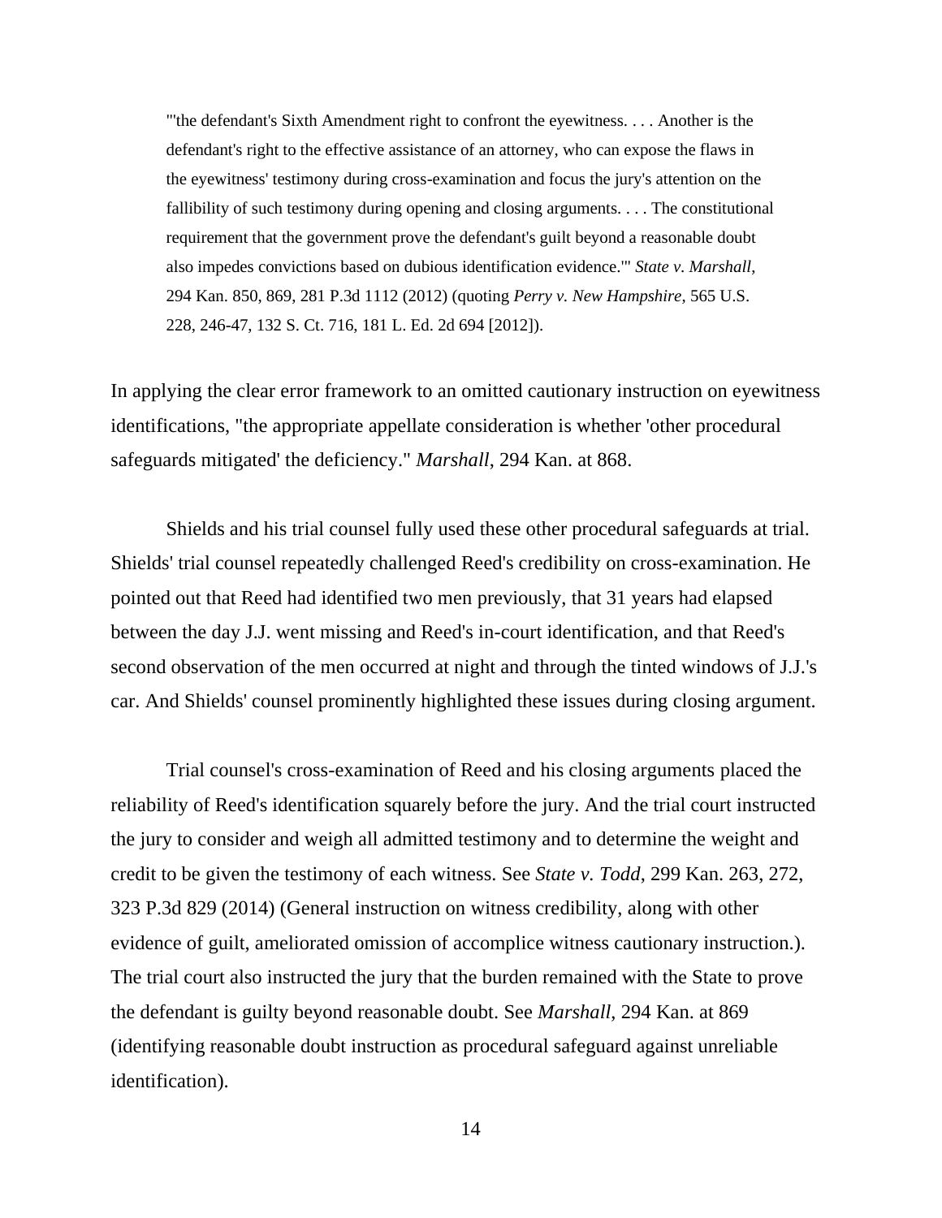> "'the defendant's Sixth Amendment right to confront the eyewitness. . . . Another is the defendant's right to the effective assistance of an attorney, who can expose the flaws in the eyewitness' testimony during cross-examination and focus the jury's attention on the fallibility of such testimony during opening and closing arguments. . . . The constitutional requirement that the government prove the defendant's guilt beyond a reasonable doubt also impedes convictions based on dubious identification evidence.'" *State v. Marshall*, 294 Kan. 850, 869, 281 P.3d 1112 (2012) (quoting *Perry v. New Hampshire*, 565 U.S. 228, 246-47, 132 S. Ct. 716, 181 L. Ed. 2d 694 [2012]).

In applying the clear error framework to an omitted cautionary instruction on eyewitness identifications, "the appropriate appellate consideration is whether 'other procedural safeguards mitigated' the deficiency." *Marshall*, 294 Kan. at 868.

Shields and his trial counsel fully used these other procedural safeguards at trial. Shields' trial counsel repeatedly challenged Reed's credibility on cross-examination. He pointed out that Reed had identified two men previously, that 31 years had elapsed between the day J.J. went missing and Reed's in-court identification, and that Reed's second observation of the men occurred at night and through the tinted windows of J.J.'s car. And Shields' counsel prominently highlighted these issues during closing argument.

Trial counsel's cross-examination of Reed and his closing arguments placed the reliability of Reed's identification squarely before the jury. And the trial court instructed the jury to consider and weigh all admitted testimony and to determine the weight and credit to be given the testimony of each witness. See *State v. Todd*, 299 Kan. 263, 272, 323 P.3d 829 (2014) (General instruction on witness credibility, along with other evidence of guilt, ameliorated omission of accomplice witness cautionary instruction.). The trial court also instructed the jury that the burden remained with the State to prove the defendant is guilty beyond reasonable doubt. See *Marshall*, 294 Kan. at 869 (identifying reasonable doubt instruction as procedural safeguard against unreliable identification).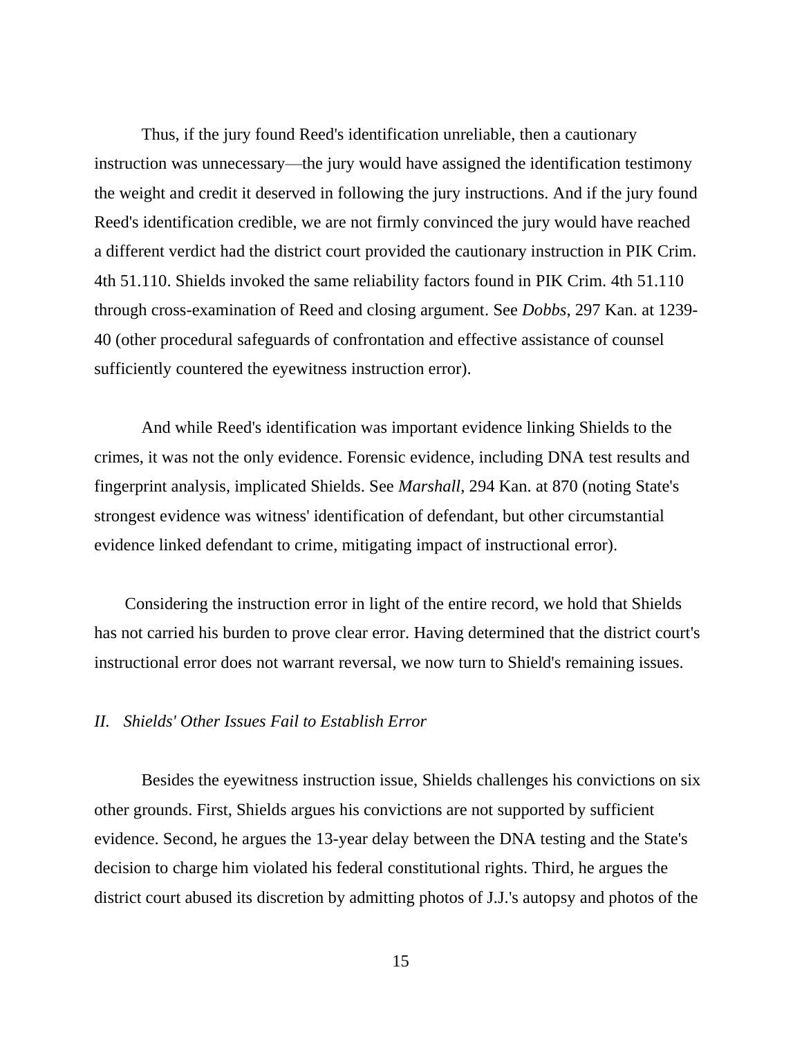Thus, if the jury found Reed's identification unreliable, then a cautionary instruction was unnecessary—the jury would have assigned the identification testimony the weight and credit it deserved in following the jury instructions. And if the jury found Reed's identification credible, we are not firmly convinced the jury would have reached a different verdict had the district court provided the cautionary instruction in PIK Crim. 4th 51.110. Shields invoked the same reliability factors found in PIK Crim. 4th 51.110 through cross-examination of Reed and closing argument. See *Dobbs*, 297 Kan. at 1239-40 (other procedural safeguards of confrontation and effective assistance of counsel sufficiently countered the eyewitness instruction error).

And while Reed's identification was important evidence linking Shields to the crimes, it was not the only evidence. Forensic evidence, including DNA test results and fingerprint analysis, implicated Shields. See *Marshall*, 294 Kan. at 870 (noting State's strongest evidence was witness' identification of defendant, but other circumstantial evidence linked defendant to crime, mitigating impact of instructional error).

Considering the instruction error in light of the entire record, we hold that Shields has not carried his burden to prove clear error. Having determined that the district court's instructional error does not warrant reversal, we now turn to Shield's remaining issues.

## *II. Shields' Other Issues Fail to Establish Error*

Besides the eyewitness instruction issue, Shields challenges his convictions on six other grounds. First, Shields argues his convictions are not supported by sufficient evidence. Second, he argues the 13-year delay between the DNA testing and the State's decision to charge him violated his federal constitutional rights. Third, he argues the district court abused its discretion by admitting photos of J.J.'s autopsy and photos of the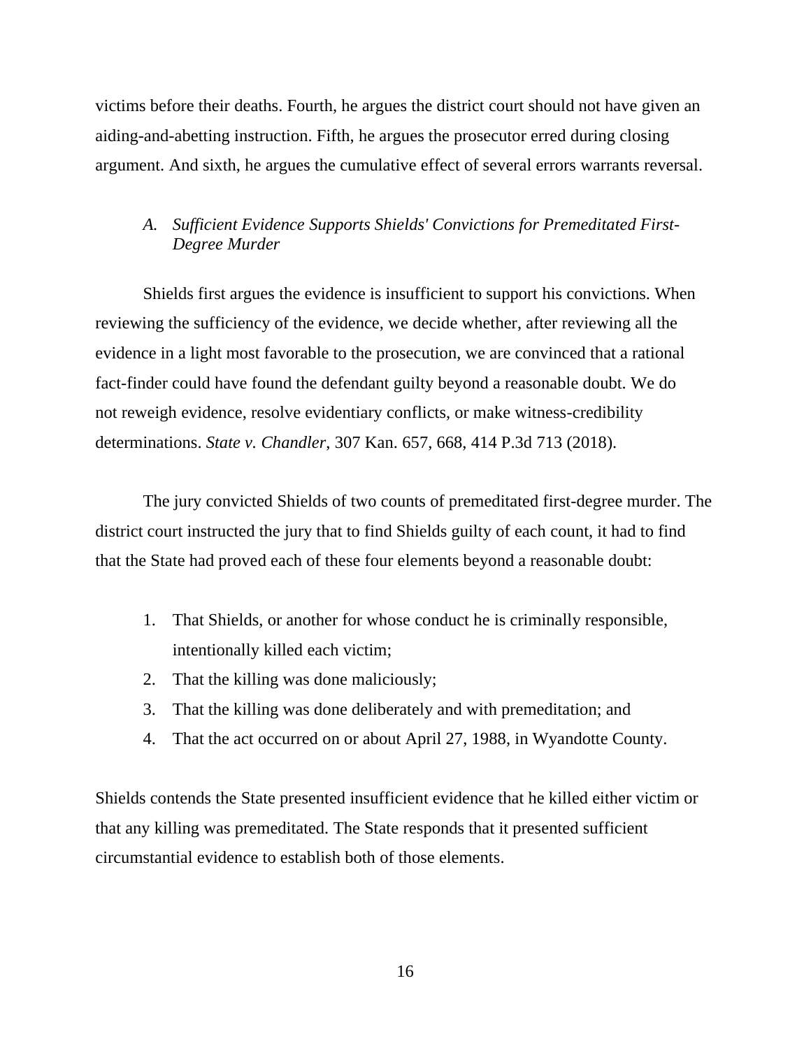victims before their deaths. Fourth, he argues the district court should not have given an aiding-and-abetting instruction. Fifth, he argues the prosecutor erred during closing argument. And sixth, he argues the cumulative effect of several errors warrants reversal.

### *A. Sufficient Evidence Supports Shields' Convictions for Premeditated First-Degree Murder*

Shields first argues the evidence is insufficient to support his convictions. When reviewing the sufficiency of the evidence, we decide whether, after reviewing all the evidence in a light most favorable to the prosecution, we are convinced that a rational fact-finder could have found the defendant guilty beyond a reasonable doubt. We do not reweigh evidence, resolve evidentiary conflicts, or make witness-credibility determinations. *State v. Chandler*, 307 Kan. 657, 668, 414 P.3d 713 (2018).

The jury convicted Shields of two counts of premeditated first-degree murder. The district court instructed the jury that to find Shields guilty of each count, it had to find that the State had proved each of these four elements beyond a reasonable doubt:

1. That Shields, or another for whose conduct he is criminally responsible, intentionally killed each victim;
2. That the killing was done maliciously;
3. That the killing was done deliberately and with premeditation; and
4. That the act occurred on or about April 27, 1988, in Wyandotte County.

Shields contends the State presented insufficient evidence that he killed either victim or that any killing was premeditated. The State responds that it presented sufficient circumstantial evidence to establish both of those elements.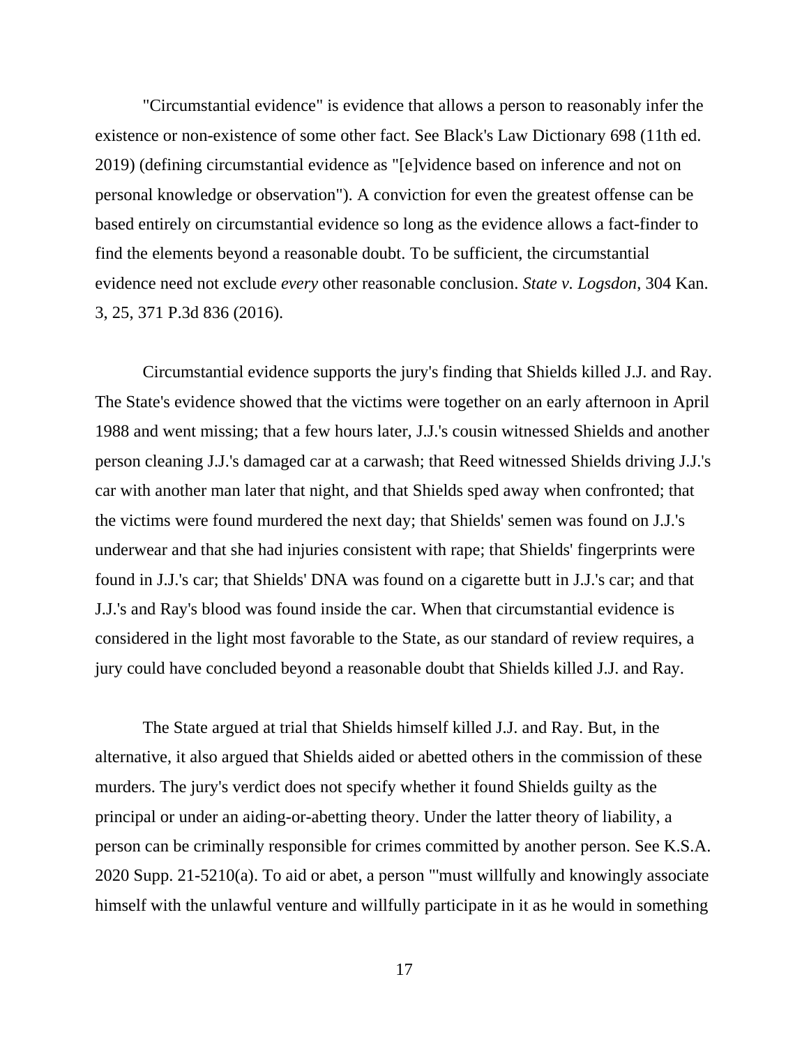"Circumstantial evidence" is evidence that allows a person to reasonably infer the existence or non-existence of some other fact. See Black's Law Dictionary 698 (11th ed. 2019) (defining circumstantial evidence as "[e]vidence based on inference and not on personal knowledge or observation"). A conviction for even the greatest offense can be based entirely on circumstantial evidence so long as the evidence allows a fact-finder to find the elements beyond a reasonable doubt. To be sufficient, the circumstantial evidence need not exclude *every* other reasonable conclusion. *State v. Logsdon*, 304 Kan. 3, 25, 371 P.3d 836 (2016).

Circumstantial evidence supports the jury's finding that Shields killed J.J. and Ray. The State's evidence showed that the victims were together on an early afternoon in April 1988 and went missing; that a few hours later, J.J.'s cousin witnessed Shields and another person cleaning J.J.'s damaged car at a carwash; that Reed witnessed Shields driving J.J.'s car with another man later that night, and that Shields sped away when confronted; that the victims were found murdered the next day; that Shields' semen was found on J.J.'s underwear and that she had injuries consistent with rape; that Shields' fingerprints were found in J.J.'s car; that Shields' DNA was found on a cigarette butt in J.J.'s car; and that J.J.'s and Ray's blood was found inside the car. When that circumstantial evidence is considered in the light most favorable to the State, as our standard of review requires, a jury could have concluded beyond a reasonable doubt that Shields killed J.J. and Ray.

The State argued at trial that Shields himself killed J.J. and Ray. But, in the alternative, it also argued that Shields aided or abetted others in the commission of these murders. The jury's verdict does not specify whether it found Shields guilty as the principal or under an aiding-or-abetting theory. Under the latter theory of liability, a person can be criminally responsible for crimes committed by another person. See K.S.A. 2020 Supp. 21-5210(a). To aid or abet, a person "'must willfully and knowingly associate himself with the unlawful venture and willfully participate in it as he would in something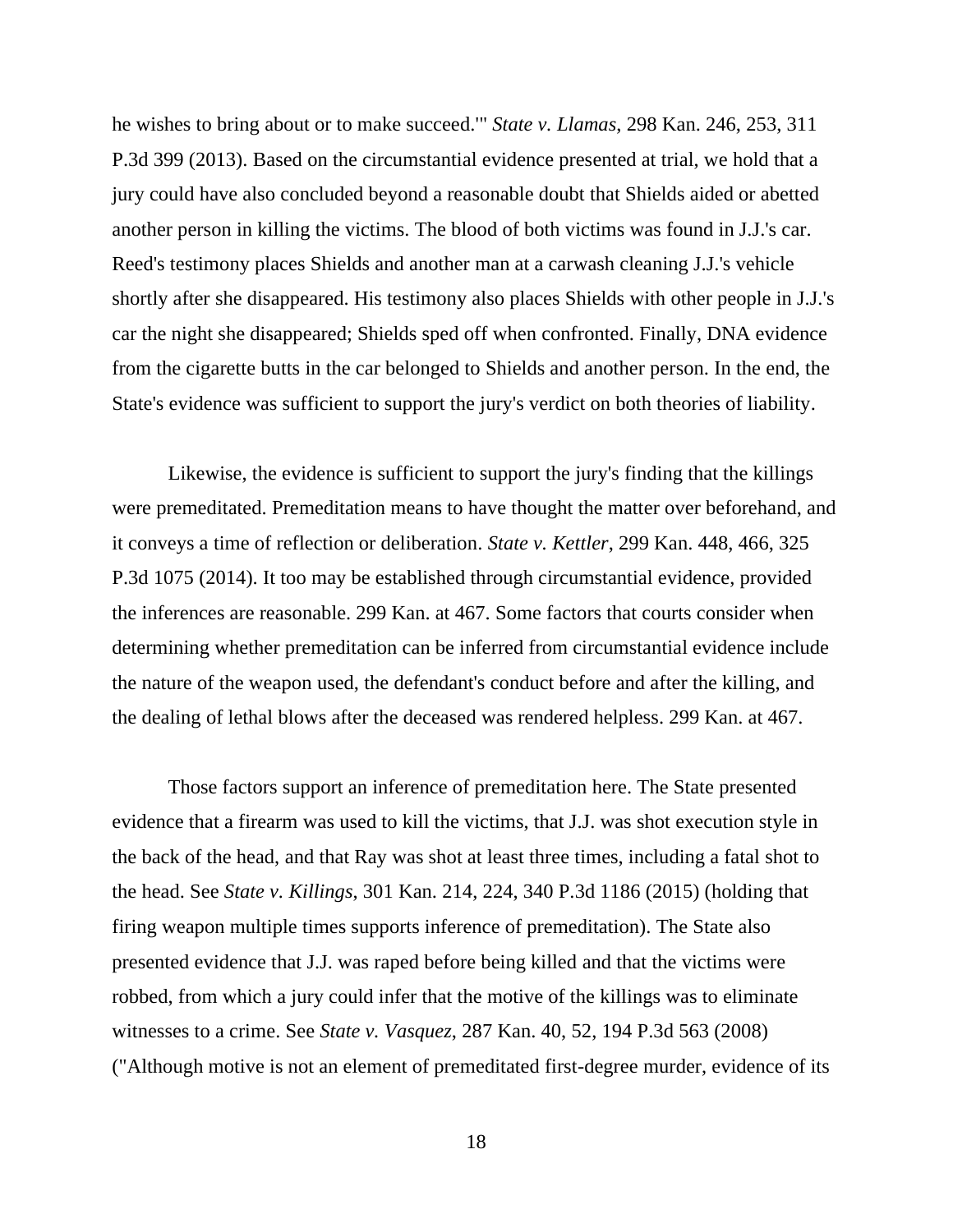he wishes to bring about or to make succeed.'" *State v. Llamas*, 298 Kan. 246, 253, 311 P.3d 399 (2013). Based on the circumstantial evidence presented at trial, we hold that a jury could have also concluded beyond a reasonable doubt that Shields aided or abetted another person in killing the victims. The blood of both victims was found in J.J.'s car. Reed's testimony places Shields and another man at a carwash cleaning J.J.'s vehicle shortly after she disappeared. His testimony also places Shields with other people in J.J.'s car the night she disappeared; Shields sped off when confronted. Finally, DNA evidence from the cigarette butts in the car belonged to Shields and another person. In the end, the State's evidence was sufficient to support the jury's verdict on both theories of liability.

Likewise, the evidence is sufficient to support the jury's finding that the killings were premeditated. Premeditation means to have thought the matter over beforehand, and it conveys a time of reflection or deliberation. *State v. Kettler*, 299 Kan. 448, 466, 325 P.3d 1075 (2014). It too may be established through circumstantial evidence, provided the inferences are reasonable. 299 Kan. at 467. Some factors that courts consider when determining whether premeditation can be inferred from circumstantial evidence include the nature of the weapon used, the defendant's conduct before and after the killing, and the dealing of lethal blows after the deceased was rendered helpless. 299 Kan. at 467.

Those factors support an inference of premeditation here. The State presented evidence that a firearm was used to kill the victims, that J.J. was shot execution style in the back of the head, and that Ray was shot at least three times, including a fatal shot to the head. See *State v. Killings*, 301 Kan. 214, 224, 340 P.3d 1186 (2015) (holding that firing weapon multiple times supports inference of premeditation). The State also presented evidence that J.J. was raped before being killed and that the victims were robbed, from which a jury could infer that the motive of the killings was to eliminate witnesses to a crime. See *State v. Vasquez*, 287 Kan. 40, 52, 194 P.3d 563 (2008) ("Although motive is not an element of premeditated first-degree murder, evidence of its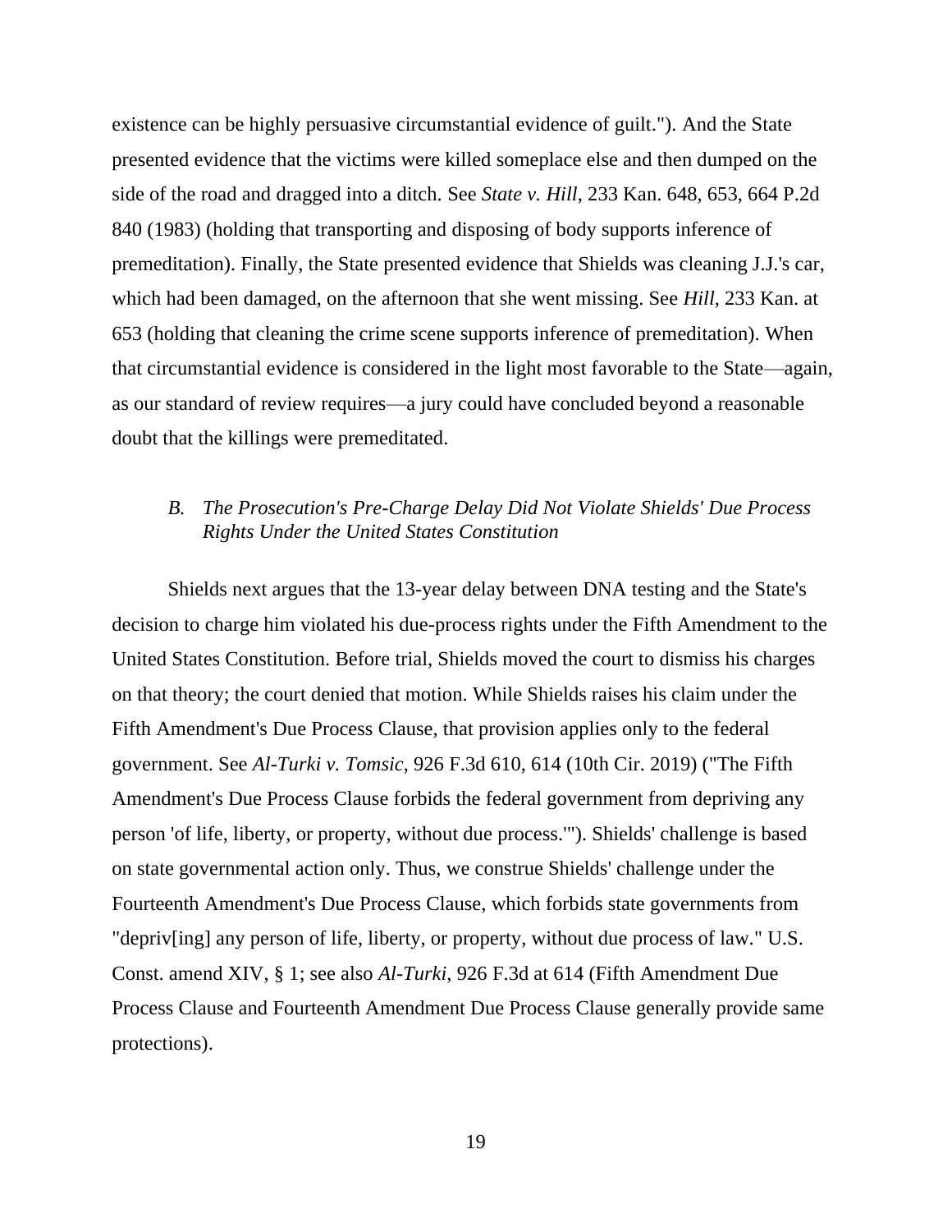existence can be highly persuasive circumstantial evidence of guilt."). And the State presented evidence that the victims were killed someplace else and then dumped on the side of the road and dragged into a ditch. See *State v. Hill*, 233 Kan. 648, 653, 664 P.2d 840 (1983) (holding that transporting and disposing of body supports inference of premeditation). Finally, the State presented evidence that Shields was cleaning J.J.'s car, which had been damaged, on the afternoon that she went missing. See *Hill*, 233 Kan. at 653 (holding that cleaning the crime scene supports inference of premeditation). When that circumstantial evidence is considered in the light most favorable to the State—again, as our standard of review requires—a jury could have concluded beyond a reasonable doubt that the killings were premeditated.

### *B. The Prosecution's Pre-Charge Delay Did Not Violate Shields' Due Process Rights Under the United States Constitution*

Shields next argues that the 13-year delay between DNA testing and the State's decision to charge him violated his due-process rights under the Fifth Amendment to the United States Constitution. Before trial, Shields moved the court to dismiss his charges on that theory; the court denied that motion. While Shields raises his claim under the Fifth Amendment's Due Process Clause, that provision applies only to the federal government. See *Al-Turki v. Tomsic*, 926 F.3d 610, 614 (10th Cir. 2019) ("The Fifth Amendment's Due Process Clause forbids the federal government from depriving any person 'of life, liberty, or property, without due process.'"). Shields' challenge is based on state governmental action only. Thus, we construe Shields' challenge under the Fourteenth Amendment's Due Process Clause, which forbids state governments from "depriv[ing] any person of life, liberty, or property, without due process of law." U.S. Const. amend XIV, § 1; see also *Al-Turki*, 926 F.3d at 614 (Fifth Amendment Due Process Clause and Fourteenth Amendment Due Process Clause generally provide same protections).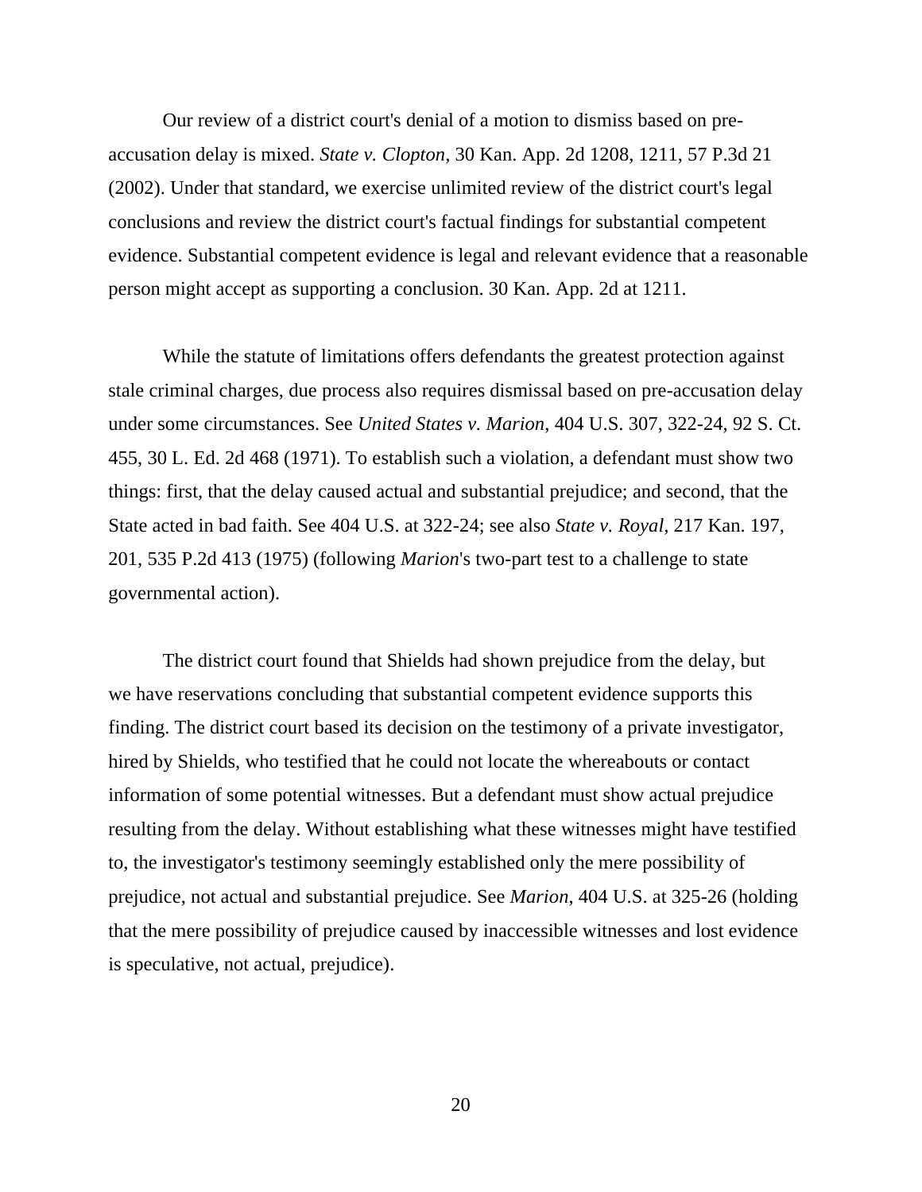Our review of a district court's denial of a motion to dismiss based on pre-accusation delay is mixed. *State v. Clopton*, 30 Kan. App. 2d 1208, 1211, 57 P.3d 21 (2002). Under that standard, we exercise unlimited review of the district court's legal conclusions and review the district court's factual findings for substantial competent evidence. Substantial competent evidence is legal and relevant evidence that a reasonable person might accept as supporting a conclusion. 30 Kan. App. 2d at 1211.

While the statute of limitations offers defendants the greatest protection against stale criminal charges, due process also requires dismissal based on pre-accusation delay under some circumstances. See *United States v. Marion*, 404 U.S. 307, 322-24, 92 S. Ct. 455, 30 L. Ed. 2d 468 (1971). To establish such a violation, a defendant must show two things: first, that the delay caused actual and substantial prejudice; and second, that the State acted in bad faith. See 404 U.S. at 322-24; see also *State v. Royal*, 217 Kan. 197, 201, 535 P.2d 413 (1975) (following *Marion*'s two-part test to a challenge to state governmental action).

The district court found that Shields had shown prejudice from the delay, but we have reservations concluding that substantial competent evidence supports this finding. The district court based its decision on the testimony of a private investigator, hired by Shields, who testified that he could not locate the whereabouts or contact information of some potential witnesses. But a defendant must show actual prejudice resulting from the delay. Without establishing what these witnesses might have testified to, the investigator's testimony seemingly established only the mere possibility of prejudice, not actual and substantial prejudice. See *Marion*, 404 U.S. at 325-26 (holding that the mere possibility of prejudice caused by inaccessible witnesses and lost evidence is speculative, not actual, prejudice).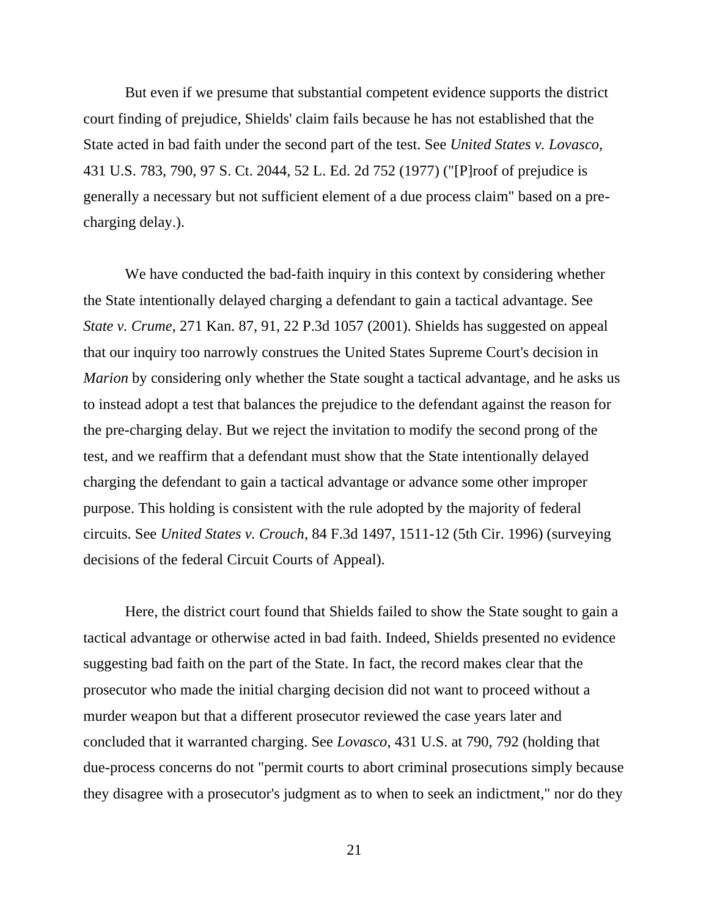But even if we presume that substantial competent evidence supports the district court finding of prejudice, Shields' claim fails because he has not established that the State acted in bad faith under the second part of the test. See *United States v. Lovasco*, 431 U.S. 783, 790, 97 S. Ct. 2044, 52 L. Ed. 2d 752 (1977) ("[P]roof of prejudice is generally a necessary but not sufficient element of a due process claim" based on a pre-charging delay.).

We have conducted the bad-faith inquiry in this context by considering whether the State intentionally delayed charging a defendant to gain a tactical advantage. See *State v. Crume*, 271 Kan. 87, 91, 22 P.3d 1057 (2001). Shields has suggested on appeal that our inquiry too narrowly construes the United States Supreme Court's decision in *Marion* by considering only whether the State sought a tactical advantage, and he asks us to instead adopt a test that balances the prejudice to the defendant against the reason for the pre-charging delay. But we reject the invitation to modify the second prong of the test, and we reaffirm that a defendant must show that the State intentionally delayed charging the defendant to gain a tactical advantage or advance some other improper purpose. This holding is consistent with the rule adopted by the majority of federal circuits. See *United States v. Crouch*, 84 F.3d 1497, 1511-12 (5th Cir. 1996) (surveying decisions of the federal Circuit Courts of Appeal).

Here, the district court found that Shields failed to show the State sought to gain a tactical advantage or otherwise acted in bad faith. Indeed, Shields presented no evidence suggesting bad faith on the part of the State. In fact, the record makes clear that the prosecutor who made the initial charging decision did not want to proceed without a murder weapon but that a different prosecutor reviewed the case years later and concluded that it warranted charging. See *Lovasco*, 431 U.S. at 790, 792 (holding that due-process concerns do not "permit courts to abort criminal prosecutions simply because they disagree with a prosecutor's judgment as to when to seek an indictment," nor do they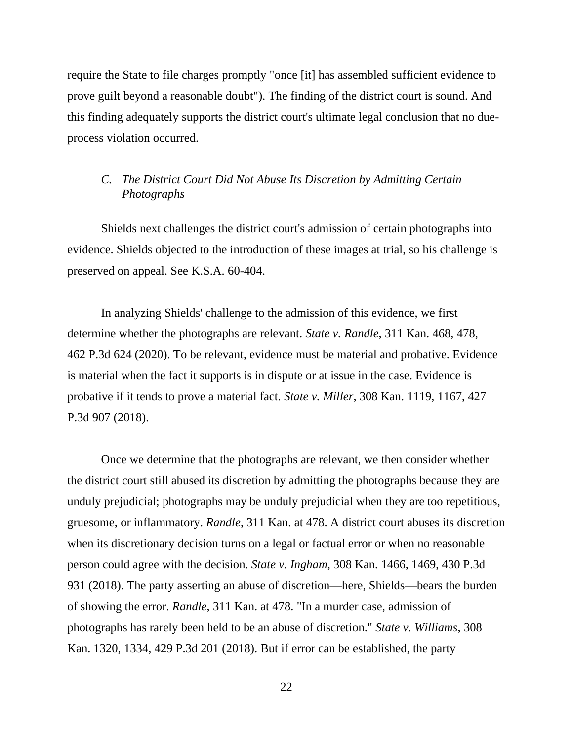require the State to file charges promptly "once [it] has assembled sufficient evidence to prove guilt beyond a reasonable doubt"). The finding of the district court is sound. And this finding adequately supports the district court's ultimate legal conclusion that no due-process violation occurred.

### *C. The District Court Did Not Abuse Its Discretion by Admitting Certain Photographs*

Shields next challenges the district court's admission of certain photographs into evidence. Shields objected to the introduction of these images at trial, so his challenge is preserved on appeal. See K.S.A. 60-404.

In analyzing Shields' challenge to the admission of this evidence, we first determine whether the photographs are relevant. *State v. Randle*, 311 Kan. 468, 478, 462 P.3d 624 (2020). To be relevant, evidence must be material and probative. Evidence is material when the fact it supports is in dispute or at issue in the case. Evidence is probative if it tends to prove a material fact. *State v. Miller*, 308 Kan. 1119, 1167, 427 P.3d 907 (2018).

Once we determine that the photographs are relevant, we then consider whether the district court still abused its discretion by admitting the photographs because they are unduly prejudicial; photographs may be unduly prejudicial when they are too repetitious, gruesome, or inflammatory. *Randle*, 311 Kan. at 478. A district court abuses its discretion when its discretionary decision turns on a legal or factual error or when no reasonable person could agree with the decision. *State v. Ingham*, 308 Kan. 1466, 1469, 430 P.3d 931 (2018). The party asserting an abuse of discretion—here, Shields—bears the burden of showing the error. *Randle*, 311 Kan. at 478. "In a murder case, admission of photographs has rarely been held to be an abuse of discretion." *State v. Williams*, 308 Kan. 1320, 1334, 429 P.3d 201 (2018). But if error can be established, the party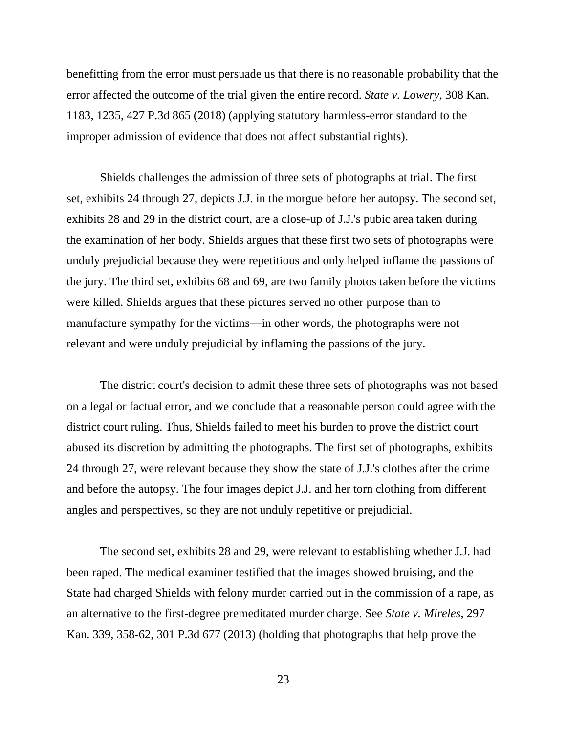benefitting from the error must persuade us that there is no reasonable probability that the error affected the outcome of the trial given the entire record. *State v. Lowery*, 308 Kan. 1183, 1235, 427 P.3d 865 (2018) (applying statutory harmless-error standard to the improper admission of evidence that does not affect substantial rights).

Shields challenges the admission of three sets of photographs at trial. The first set, exhibits 24 through 27, depicts J.J. in the morgue before her autopsy. The second set, exhibits 28 and 29 in the district court, are a close-up of J.J.'s pubic area taken during the examination of her body. Shields argues that these first two sets of photographs were unduly prejudicial because they were repetitious and only helped inflame the passions of the jury. The third set, exhibits 68 and 69, are two family photos taken before the victims were killed. Shields argues that these pictures served no other purpose than to manufacture sympathy for the victims—in other words, the photographs were not relevant and were unduly prejudicial by inflaming the passions of the jury.

The district court's decision to admit these three sets of photographs was not based on a legal or factual error, and we conclude that a reasonable person could agree with the district court ruling. Thus, Shields failed to meet his burden to prove the district court abused its discretion by admitting the photographs. The first set of photographs, exhibits 24 through 27, were relevant because they show the state of J.J.'s clothes after the crime and before the autopsy. The four images depict J.J. and her torn clothing from different angles and perspectives, so they are not unduly repetitive or prejudicial.

The second set, exhibits 28 and 29, were relevant to establishing whether J.J. had been raped. The medical examiner testified that the images showed bruising, and the State had charged Shields with felony murder carried out in the commission of a rape, as an alternative to the first-degree premeditated murder charge. See *State v. Mireles*, 297 Kan. 339, 358-62, 301 P.3d 677 (2013) (holding that photographs that help prove the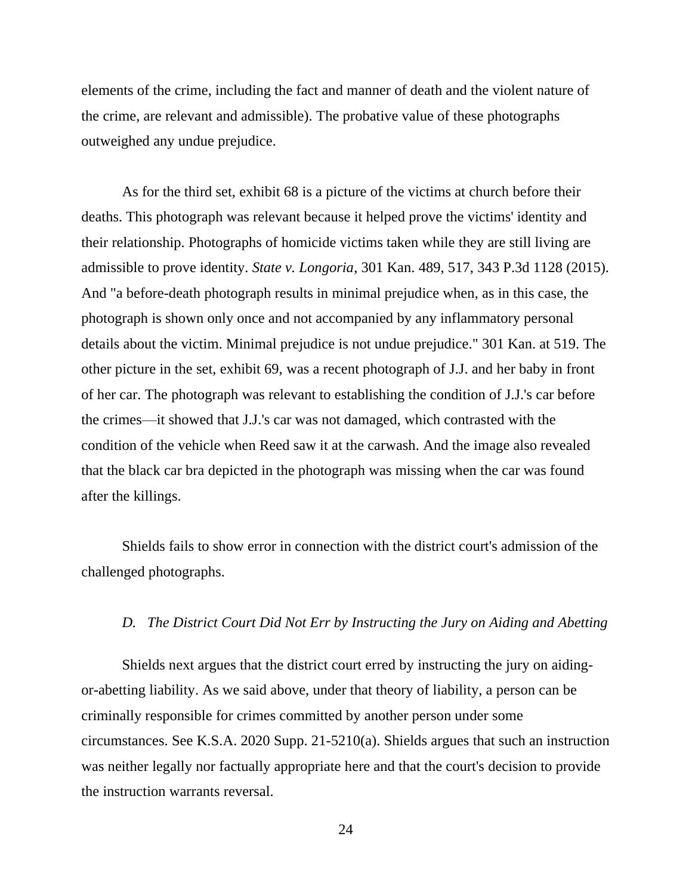elements of the crime, including the fact and manner of death and the violent nature of the crime, are relevant and admissible). The probative value of these photographs outweighed any undue prejudice.

As for the third set, exhibit 68 is a picture of the victims at church before their deaths. This photograph was relevant because it helped prove the victims' identity and their relationship. Photographs of homicide victims taken while they are still living are admissible to prove identity. *State v. Longoria*, 301 Kan. 489, 517, 343 P.3d 1128 (2015). And "a before-death photograph results in minimal prejudice when, as in this case, the photograph is shown only once and not accompanied by any inflammatory personal details about the victim. Minimal prejudice is not undue prejudice." 301 Kan. at 519. The other picture in the set, exhibit 69, was a recent photograph of J.J. and her baby in front of her car. The photograph was relevant to establishing the condition of J.J.'s car before the crimes—it showed that J.J.'s car was not damaged, which contrasted with the condition of the vehicle when Reed saw it at the carwash. And the image also revealed that the black car bra depicted in the photograph was missing when the car was found after the killings.

Shields fails to show error in connection with the district court's admission of the challenged photographs.

*D. The District Court Did Not Err by Instructing the Jury on Aiding and Abetting*

Shields next argues that the district court erred by instructing the jury on aiding-or-abetting liability. As we said above, under that theory of liability, a person can be criminally responsible for crimes committed by another person under some circumstances. See K.S.A. 2020 Supp. 21-5210(a). Shields argues that such an instruction was neither legally nor factually appropriate here and that the court's decision to provide the instruction warrants reversal.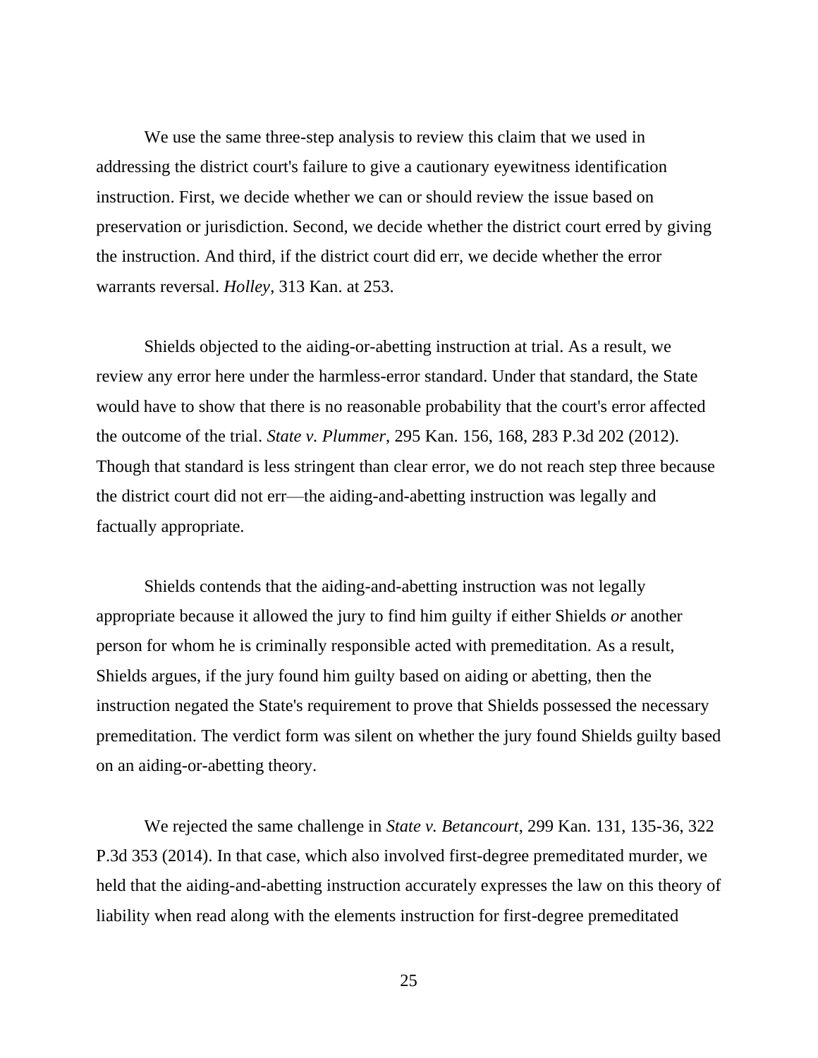We use the same three-step analysis to review this claim that we used in addressing the district court's failure to give a cautionary eyewitness identification instruction. First, we decide whether we can or should review the issue based on preservation or jurisdiction. Second, we decide whether the district court erred by giving the instruction. And third, if the district court did err, we decide whether the error warrants reversal. *Holley*, 313 Kan. at 253.

Shields objected to the aiding-or-abetting instruction at trial. As a result, we review any error here under the harmless-error standard. Under that standard, the State would have to show that there is no reasonable probability that the court's error affected the outcome of the trial. *State v. Plummer*, 295 Kan. 156, 168, 283 P.3d 202 (2012). Though that standard is less stringent than clear error, we do not reach step three because the district court did not err—the aiding-and-abetting instruction was legally and factually appropriate.

Shields contends that the aiding-and-abetting instruction was not legally appropriate because it allowed the jury to find him guilty if either Shields *or* another person for whom he is criminally responsible acted with premeditation. As a result, Shields argues, if the jury found him guilty based on aiding or abetting, then the instruction negated the State's requirement to prove that Shields possessed the necessary premeditation. The verdict form was silent on whether the jury found Shields guilty based on an aiding-or-abetting theory.

We rejected the same challenge in *State v. Betancourt*, 299 Kan. 131, 135-36, 322 P.3d 353 (2014). In that case, which also involved first-degree premeditated murder, we held that the aiding-and-abetting instruction accurately expresses the law on this theory of liability when read along with the elements instruction for first-degree premeditated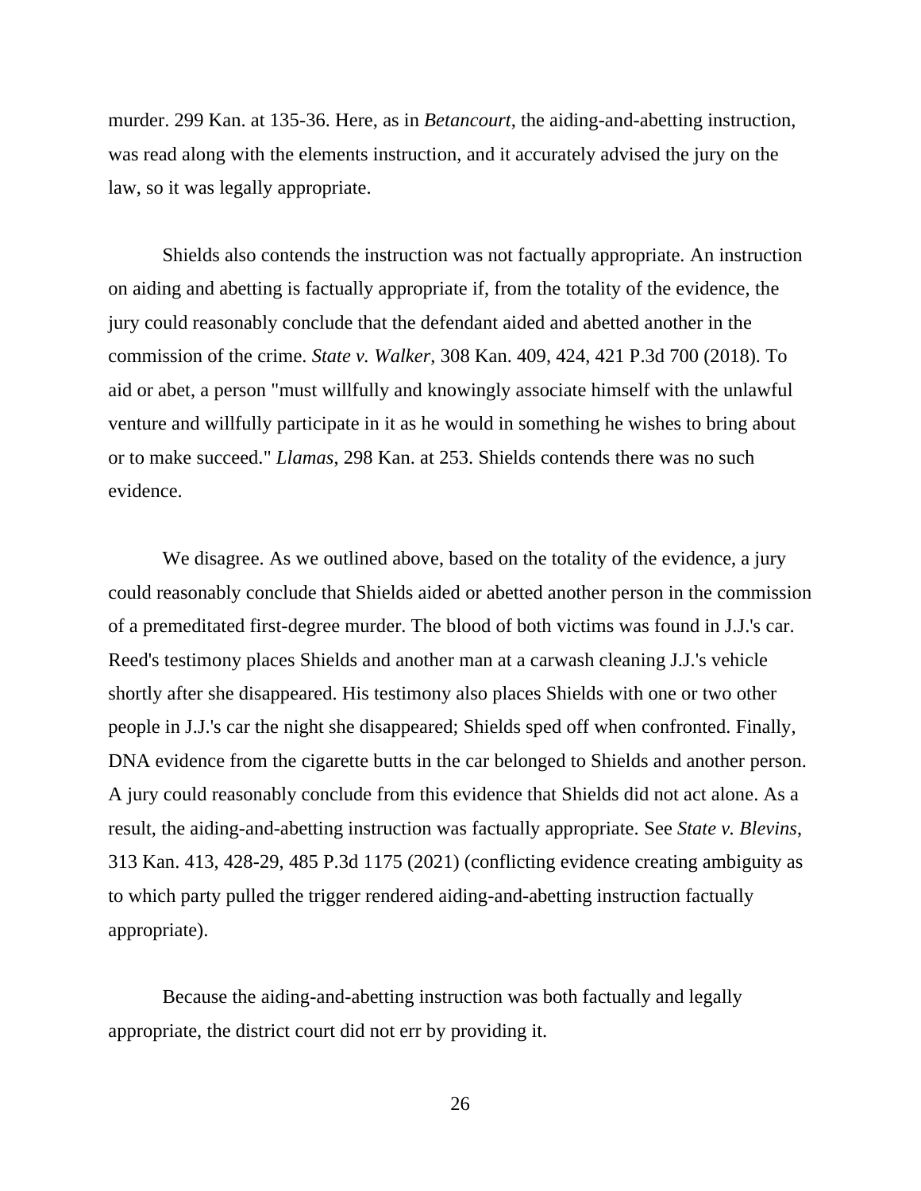murder. 299 Kan. at 135-36. Here, as in *Betancourt*, the aiding-and-abetting instruction, was read along with the elements instruction, and it accurately advised the jury on the law, so it was legally appropriate.

Shields also contends the instruction was not factually appropriate. An instruction on aiding and abetting is factually appropriate if, from the totality of the evidence, the jury could reasonably conclude that the defendant aided and abetted another in the commission of the crime. *State v. Walker*, 308 Kan. 409, 424, 421 P.3d 700 (2018). To aid or abet, a person "must willfully and knowingly associate himself with the unlawful venture and willfully participate in it as he would in something he wishes to bring about or to make succeed." *Llamas*, 298 Kan. at 253. Shields contends there was no such evidence.

We disagree. As we outlined above, based on the totality of the evidence, a jury could reasonably conclude that Shields aided or abetted another person in the commission of a premeditated first-degree murder. The blood of both victims was found in J.J.'s car. Reed's testimony places Shields and another man at a carwash cleaning J.J.'s vehicle shortly after she disappeared. His testimony also places Shields with one or two other people in J.J.'s car the night she disappeared; Shields sped off when confronted. Finally, DNA evidence from the cigarette butts in the car belonged to Shields and another person. A jury could reasonably conclude from this evidence that Shields did not act alone. As a result, the aiding-and-abetting instruction was factually appropriate. See *State v. Blevins*, 313 Kan. 413, 428-29, 485 P.3d 1175 (2021) (conflicting evidence creating ambiguity as to which party pulled the trigger rendered aiding-and-abetting instruction factually appropriate).

Because the aiding-and-abetting instruction was both factually and legally appropriate, the district court did not err by providing it.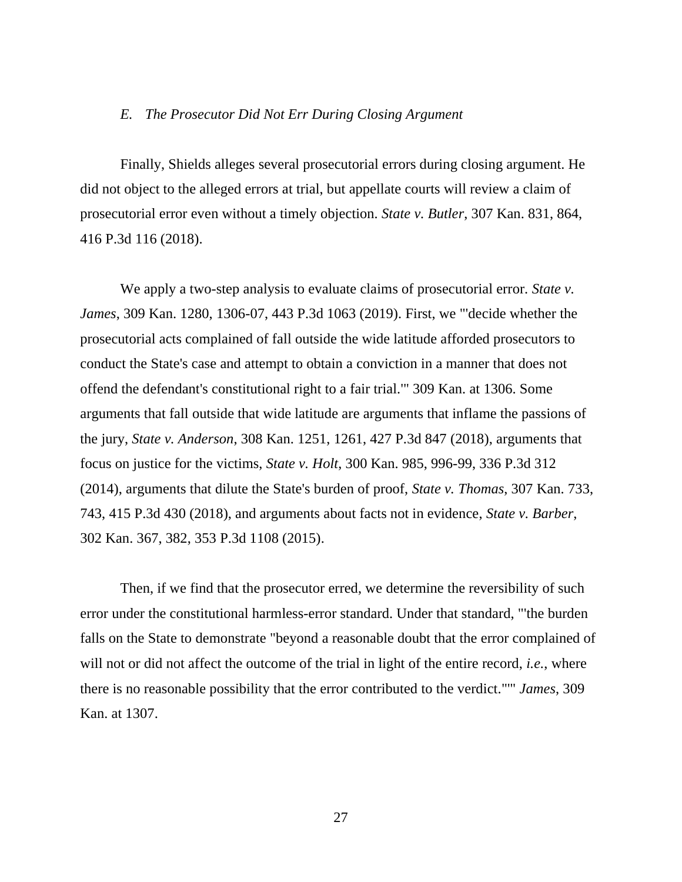### *E. The Prosecutor Did Not Err During Closing Argument*

Finally, Shields alleges several prosecutorial errors during closing argument. He did not object to the alleged errors at trial, but appellate courts will review a claim of prosecutorial error even without a timely objection. *State v. Butler*, 307 Kan. 831, 864, 416 P.3d 116 (2018).

We apply a two-step analysis to evaluate claims of prosecutorial error. *State v. James*, 309 Kan. 1280, 1306-07, 443 P.3d 1063 (2019). First, we "'decide whether the prosecutorial acts complained of fall outside the wide latitude afforded prosecutors to conduct the State's case and attempt to obtain a conviction in a manner that does not offend the defendant's constitutional right to a fair trial.'" 309 Kan. at 1306. Some arguments that fall outside that wide latitude are arguments that inflame the passions of the jury, *State v. Anderson*, 308 Kan. 1251, 1261, 427 P.3d 847 (2018), arguments that focus on justice for the victims, *State v. Holt*, 300 Kan. 985, 996-99, 336 P.3d 312 (2014), arguments that dilute the State's burden of proof, *State v. Thomas*, 307 Kan. 733, 743, 415 P.3d 430 (2018), and arguments about facts not in evidence, *State v. Barber*, 302 Kan. 367, 382, 353 P.3d 1108 (2015).

Then, if we find that the prosecutor erred, we determine the reversibility of such error under the constitutional harmless-error standard. Under that standard, "'the burden falls on the State to demonstrate "beyond a reasonable doubt that the error complained of will not or did not affect the outcome of the trial in light of the entire record, *i.e.*, where there is no reasonable possibility that the error contributed to the verdict."'" *James*, 309 Kan. at 1307.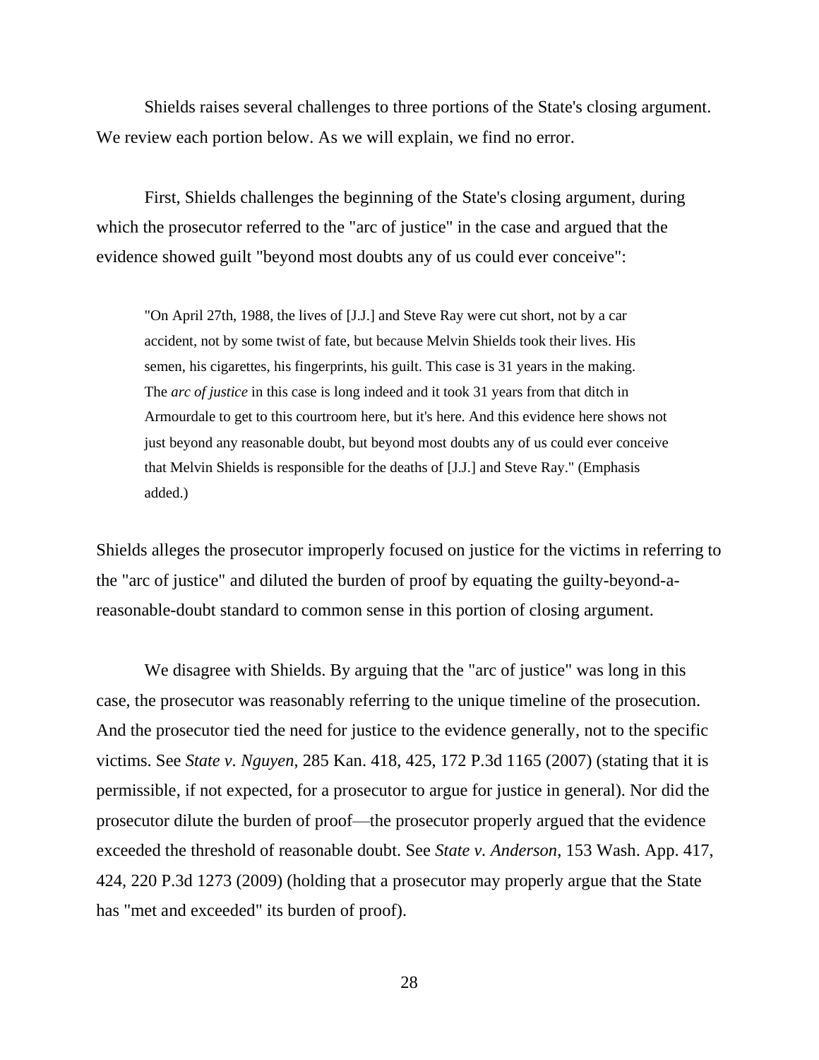Shields raises several challenges to three portions of the State's closing argument. We review each portion below. As we will explain, we find no error.

First, Shields challenges the beginning of the State's closing argument, during which the prosecutor referred to the "arc of justice" in the case and argued that the evidence showed guilt "beyond most doubts any of us could ever conceive":

> "On April 27th, 1988, the lives of [J.J.] and Steve Ray were cut short, not by a car accident, not by some twist of fate, but because Melvin Shields took their lives. His semen, his cigarettes, his fingerprints, his guilt. This case is 31 years in the making. The *arc of justice* in this case is long indeed and it took 31 years from that ditch in Armourdale to get to this courtroom here, but it's here. And this evidence here shows not just beyond any reasonable doubt, but beyond most doubts any of us could ever conceive that Melvin Shields is responsible for the deaths of [J.J.] and Steve Ray." (Emphasis added.)

Shields alleges the prosecutor improperly focused on justice for the victims in referring to the "arc of justice" and diluted the burden of proof by equating the guilty-beyond-a-reasonable-doubt standard to common sense in this portion of closing argument.

We disagree with Shields. By arguing that the "arc of justice" was long in this case, the prosecutor was reasonably referring to the unique timeline of the prosecution. And the prosecutor tied the need for justice to the evidence generally, not to the specific victims. See *State v. Nguyen*, 285 Kan. 418, 425, 172 P.3d 1165 (2007) (stating that it is permissible, if not expected, for a prosecutor to argue for justice in general). Nor did the prosecutor dilute the burden of proof—the prosecutor properly argued that the evidence exceeded the threshold of reasonable doubt. See *State v. Anderson*, 153 Wash. App. 417, 424, 220 P.3d 1273 (2009) (holding that a prosecutor may properly argue that the State has "met and exceeded" its burden of proof).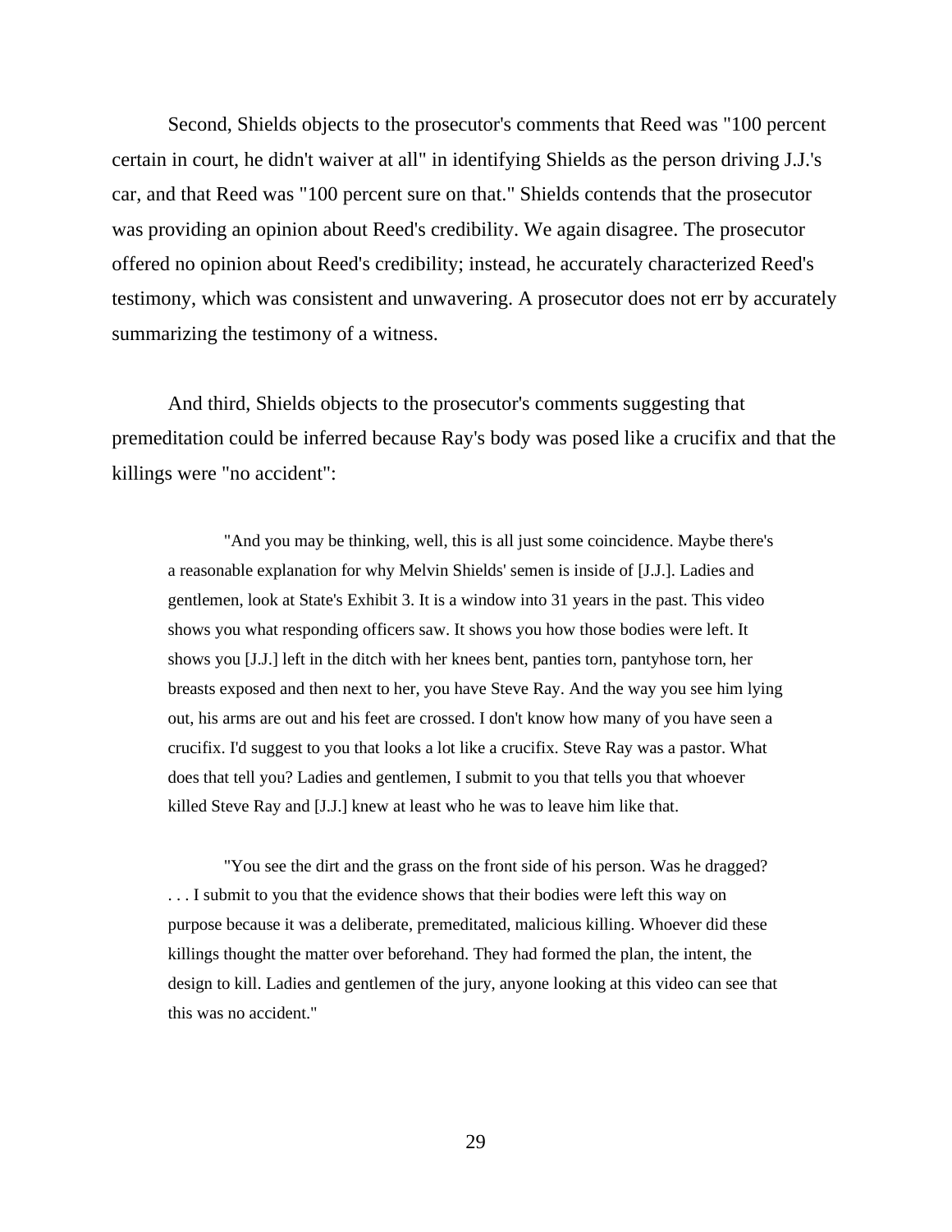Second, Shields objects to the prosecutor's comments that Reed was "100 percent certain in court, he didn't waiver at all" in identifying Shields as the person driving J.J.'s car, and that Reed was "100 percent sure on that." Shields contends that the prosecutor was providing an opinion about Reed's credibility. We again disagree. The prosecutor offered no opinion about Reed's credibility; instead, he accurately characterized Reed's testimony, which was consistent and unwavering. A prosecutor does not err by accurately summarizing the testimony of a witness.

And third, Shields objects to the prosecutor's comments suggesting that premeditation could be inferred because Ray's body was posed like a crucifix and that the killings were "no accident":

> "And you may be thinking, well, this is all just some coincidence. Maybe there's a reasonable explanation for why Melvin Shields' semen is inside of [J.J.]. Ladies and gentlemen, look at State's Exhibit 3. It is a window into 31 years in the past. This video shows you what responding officers saw. It shows you how those bodies were left. It shows you [J.J.] left in the ditch with her knees bent, panties torn, pantyhose torn, her breasts exposed and then next to her, you have Steve Ray. And the way you see him lying out, his arms are out and his feet are crossed. I don't know how many of you have seen a crucifix. I'd suggest to you that looks a lot like a crucifix. Steve Ray was a pastor. What does that tell you? Ladies and gentlemen, I submit to you that tells you that whoever killed Steve Ray and [J.J.] knew at least who he was to leave him like that.
>
> "You see the dirt and the grass on the front side of his person. Was he dragged? . . . I submit to you that the evidence shows that their bodies were left this way on purpose because it was a deliberate, premeditated, malicious killing. Whoever did these killings thought the matter over beforehand. They had formed the plan, the intent, the design to kill. Ladies and gentlemen of the jury, anyone looking at this video can see that this was no accident."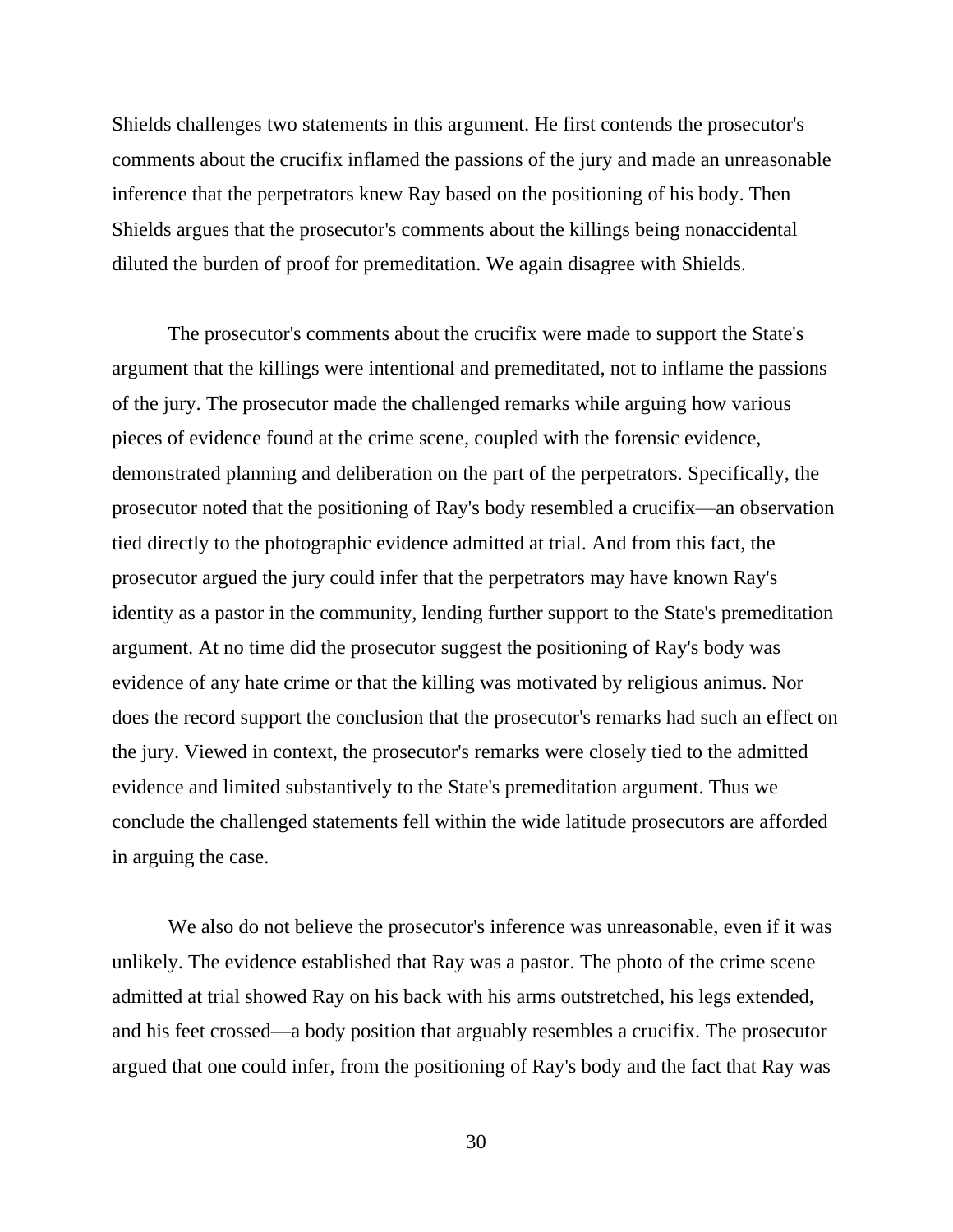Shields challenges two statements in this argument. He first contends the prosecutor's comments about the crucifix inflamed the passions of the jury and made an unreasonable inference that the perpetrators knew Ray based on the positioning of his body. Then Shields argues that the prosecutor's comments about the killings being nonaccidental diluted the burden of proof for premeditation. We again disagree with Shields.

The prosecutor's comments about the crucifix were made to support the State's argument that the killings were intentional and premeditated, not to inflame the passions of the jury. The prosecutor made the challenged remarks while arguing how various pieces of evidence found at the crime scene, coupled with the forensic evidence, demonstrated planning and deliberation on the part of the perpetrators. Specifically, the prosecutor noted that the positioning of Ray's body resembled a crucifix—an observation tied directly to the photographic evidence admitted at trial. And from this fact, the prosecutor argued the jury could infer that the perpetrators may have known Ray's identity as a pastor in the community, lending further support to the State's premeditation argument. At no time did the prosecutor suggest the positioning of Ray's body was evidence of any hate crime or that the killing was motivated by religious animus. Nor does the record support the conclusion that the prosecutor's remarks had such an effect on the jury. Viewed in context, the prosecutor's remarks were closely tied to the admitted evidence and limited substantively to the State's premeditation argument. Thus we conclude the challenged statements fell within the wide latitude prosecutors are afforded in arguing the case.

We also do not believe the prosecutor's inference was unreasonable, even if it was unlikely. The evidence established that Ray was a pastor. The photo of the crime scene admitted at trial showed Ray on his back with his arms outstretched, his legs extended, and his feet crossed—a body position that arguably resembles a crucifix. The prosecutor argued that one could infer, from the positioning of Ray's body and the fact that Ray was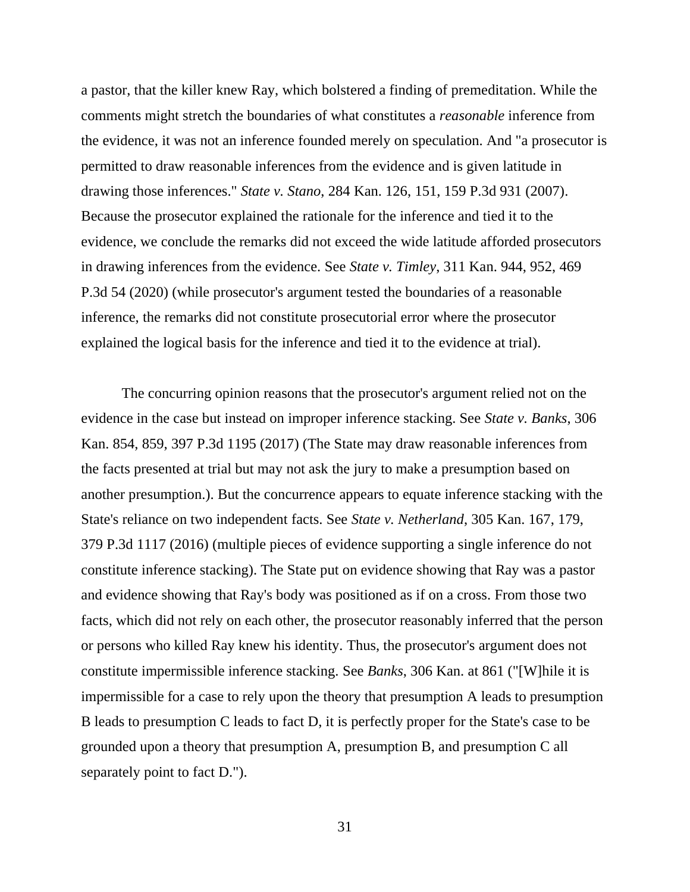a pastor, that the killer knew Ray, which bolstered a finding of premeditation. While the comments might stretch the boundaries of what constitutes a *reasonable* inference from the evidence, it was not an inference founded merely on speculation. And "a prosecutor is permitted to draw reasonable inferences from the evidence and is given latitude in drawing those inferences." *State v. Stano*, 284 Kan. 126, 151, 159 P.3d 931 (2007). Because the prosecutor explained the rationale for the inference and tied it to the evidence, we conclude the remarks did not exceed the wide latitude afforded prosecutors in drawing inferences from the evidence. See *State v. Timley*, 311 Kan. 944, 952, 469 P.3d 54 (2020) (while prosecutor's argument tested the boundaries of a reasonable inference, the remarks did not constitute prosecutorial error where the prosecutor explained the logical basis for the inference and tied it to the evidence at trial).

The concurring opinion reasons that the prosecutor's argument relied not on the evidence in the case but instead on improper inference stacking. See *State v. Banks*, 306 Kan. 854, 859, 397 P.3d 1195 (2017) (The State may draw reasonable inferences from the facts presented at trial but may not ask the jury to make a presumption based on another presumption.). But the concurrence appears to equate inference stacking with the State's reliance on two independent facts. See *State v. Netherland*, 305 Kan. 167, 179, 379 P.3d 1117 (2016) (multiple pieces of evidence supporting a single inference do not constitute inference stacking). The State put on evidence showing that Ray was a pastor and evidence showing that Ray's body was positioned as if on a cross. From those two facts, which did not rely on each other, the prosecutor reasonably inferred that the person or persons who killed Ray knew his identity. Thus, the prosecutor's argument does not constitute impermissible inference stacking. See *Banks*, 306 Kan. at 861 ("[W]hile it is impermissible for a case to rely upon the theory that presumption A leads to presumption B leads to presumption C leads to fact D, it is perfectly proper for the State's case to be grounded upon a theory that presumption A, presumption B, and presumption C all separately point to fact D.").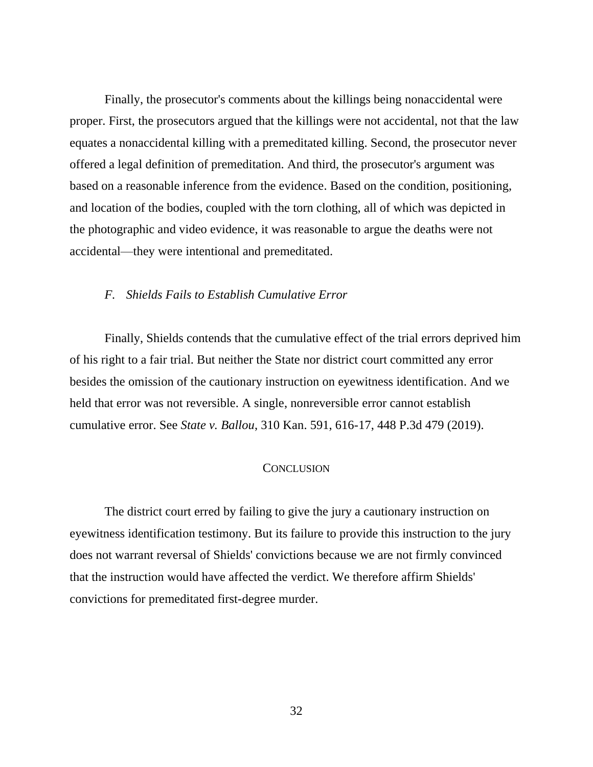Finally, the prosecutor's comments about the killings being nonaccidental were proper. First, the prosecutors argued that the killings were not accidental, not that the law equates a nonaccidental killing with a premeditated killing. Second, the prosecutor never offered a legal definition of premeditation. And third, the prosecutor's argument was based on a reasonable inference from the evidence. Based on the condition, positioning, and location of the bodies, coupled with the torn clothing, all of which was depicted in the photographic and video evidence, it was reasonable to argue the deaths were not accidental—they were intentional and premeditated.

### *F. Shields Fails to Establish Cumulative Error*

Finally, Shields contends that the cumulative effect of the trial errors deprived him of his right to a fair trial. But neither the State nor district court committed any error besides the omission of the cautionary instruction on eyewitness identification. And we held that error was not reversible. A single, nonreversible error cannot establish cumulative error. See *State v. Ballou*, 310 Kan. 591, 616-17, 448 P.3d 479 (2019).

## CONCLUSION

The district court erred by failing to give the jury a cautionary instruction on eyewitness identification testimony. But its failure to provide this instruction to the jury does not warrant reversal of Shields' convictions because we are not firmly convinced that the instruction would have affected the verdict. We therefore affirm Shields' convictions for premeditated first-degree murder.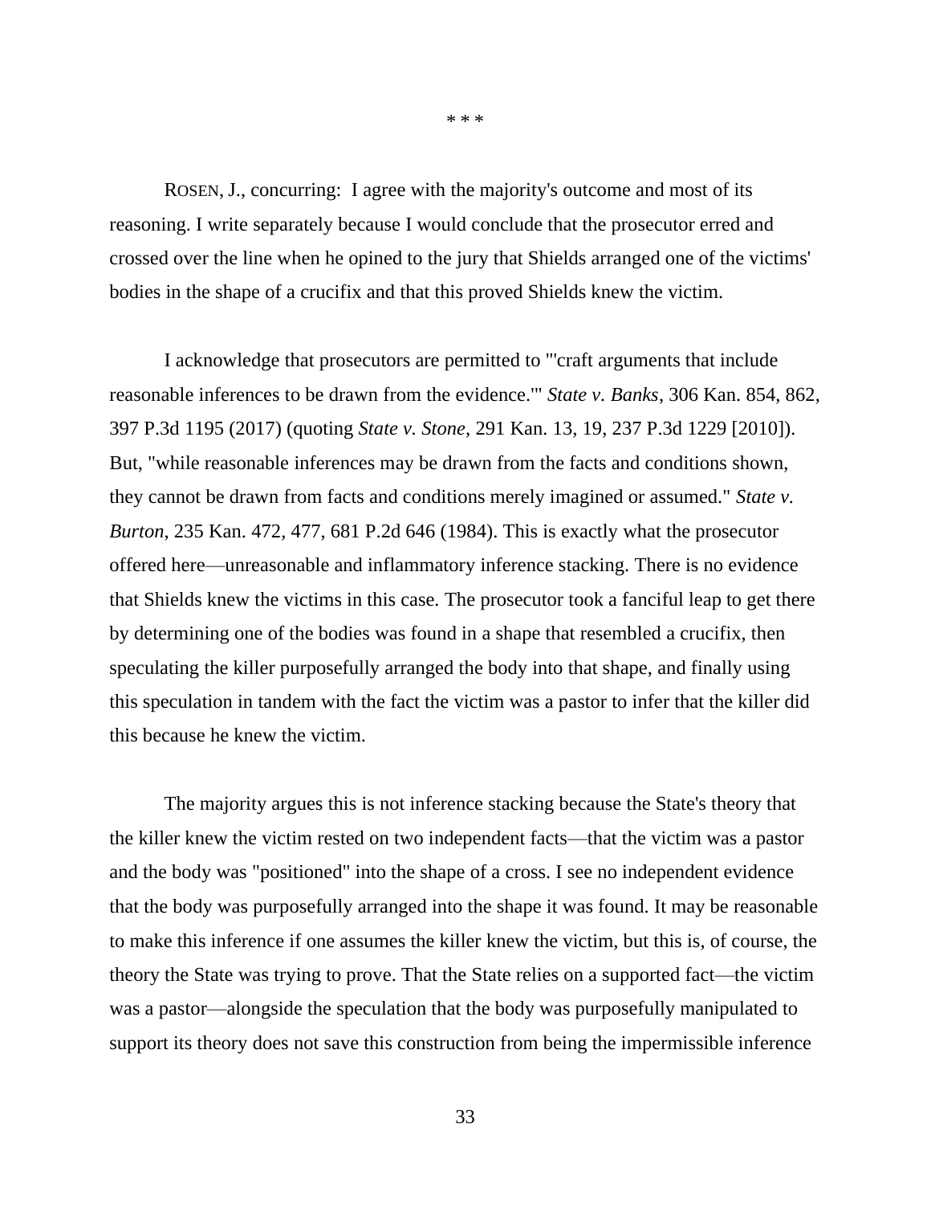\* \* \*

ROSEN, J., concurring: I agree with the majority's outcome and most of its reasoning. I write separately because I would conclude that the prosecutor erred and crossed over the line when he opined to the jury that Shields arranged one of the victims' bodies in the shape of a crucifix and that this proved Shields knew the victim.

I acknowledge that prosecutors are permitted to "'craft arguments that include reasonable inferences to be drawn from the evidence.'" *State v. Banks*, 306 Kan. 854, 862, 397 P.3d 1195 (2017) (quoting *State v. Stone*, 291 Kan. 13, 19, 237 P.3d 1229 [2010]). But, "while reasonable inferences may be drawn from the facts and conditions shown, they cannot be drawn from facts and conditions merely imagined or assumed." *State v. Burton*, 235 Kan. 472, 477, 681 P.2d 646 (1984). This is exactly what the prosecutor offered here—unreasonable and inflammatory inference stacking. There is no evidence that Shields knew the victims in this case. The prosecutor took a fanciful leap to get there by determining one of the bodies was found in a shape that resembled a crucifix, then speculating the killer purposefully arranged the body into that shape, and finally using this speculation in tandem with the fact the victim was a pastor to infer that the killer did this because he knew the victim.

The majority argues this is not inference stacking because the State's theory that the killer knew the victim rested on two independent facts—that the victim was a pastor and the body was "positioned" into the shape of a cross. I see no independent evidence that the body was purposefully arranged into the shape it was found. It may be reasonable to make this inference if one assumes the killer knew the victim, but this is, of course, the theory the State was trying to prove. That the State relies on a supported fact—the victim was a pastor—alongside the speculation that the body was purposefully manipulated to support its theory does not save this construction from being the impermissible inference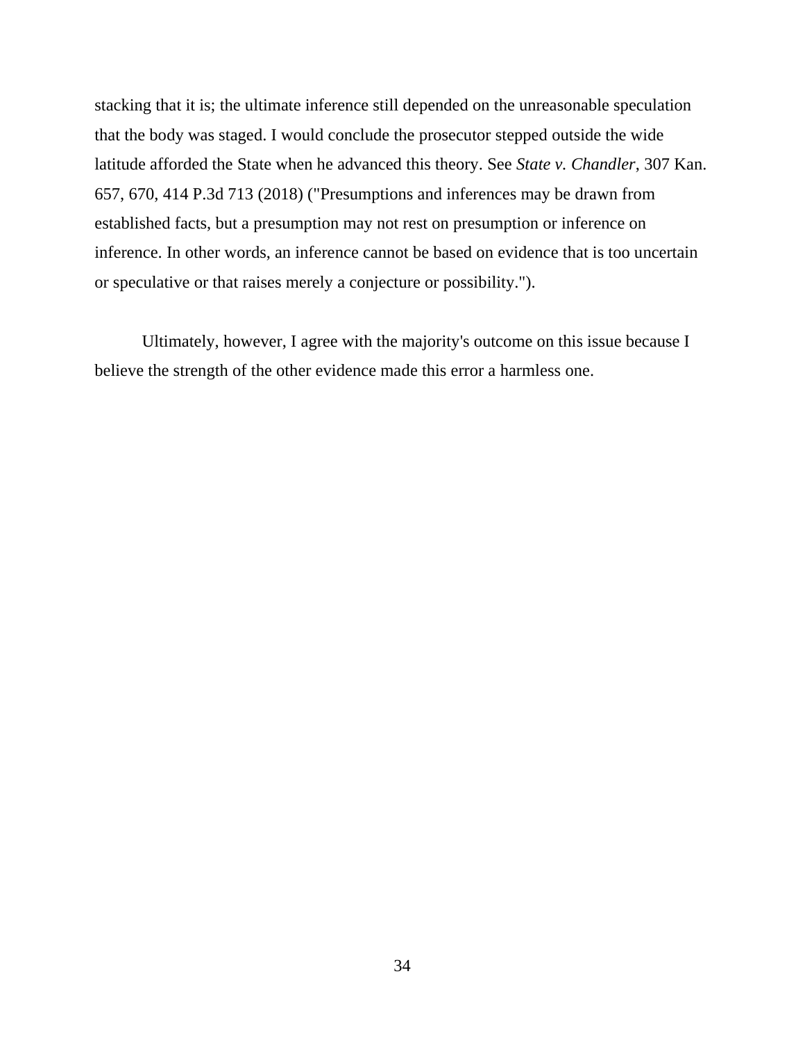stacking that it is; the ultimate inference still depended on the unreasonable speculation that the body was staged. I would conclude the prosecutor stepped outside the wide latitude afforded the State when he advanced this theory. See *State v. Chandler*, 307 Kan. 657, 670, 414 P.3d 713 (2018) ("Presumptions and inferences may be drawn from established facts, but a presumption may not rest on presumption or inference on inference. In other words, an inference cannot be based on evidence that is too uncertain or speculative or that raises merely a conjecture or possibility.").

Ultimately, however, I agree with the majority's outcome on this issue because I believe the strength of the other evidence made this error a harmless one.